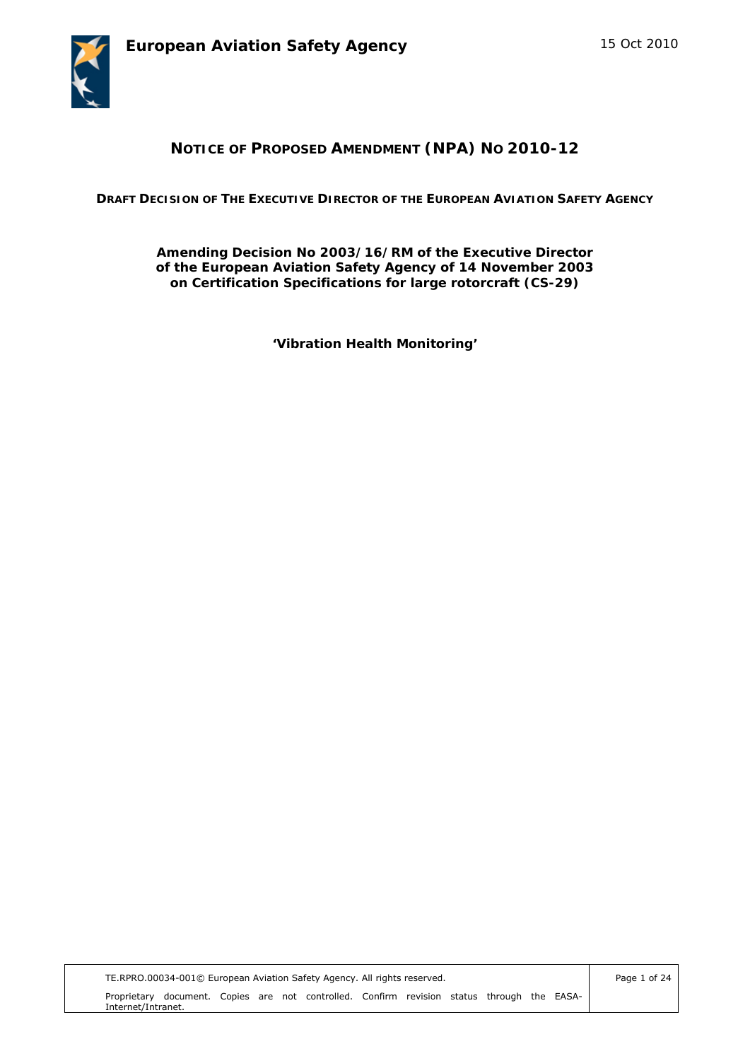**European Aviation Safety Agency**

15 Oct 2010

# NOTICE OF PROPOSED AMENDMENT (NPA) NO 2010-12

**DRAFT DECISION OF THE EXECUTIVE DIRECTOR OF THE EUROPEAN AVIATION SAFETY AGENCY**

**Amending Decision No 2003/16/RM of the Executive Director of the European Aviation Safety Agency of 14 November 2003 on Certification Specifications for large rotorcraft (CS-29)**

**'Vibration Health Monitoring'**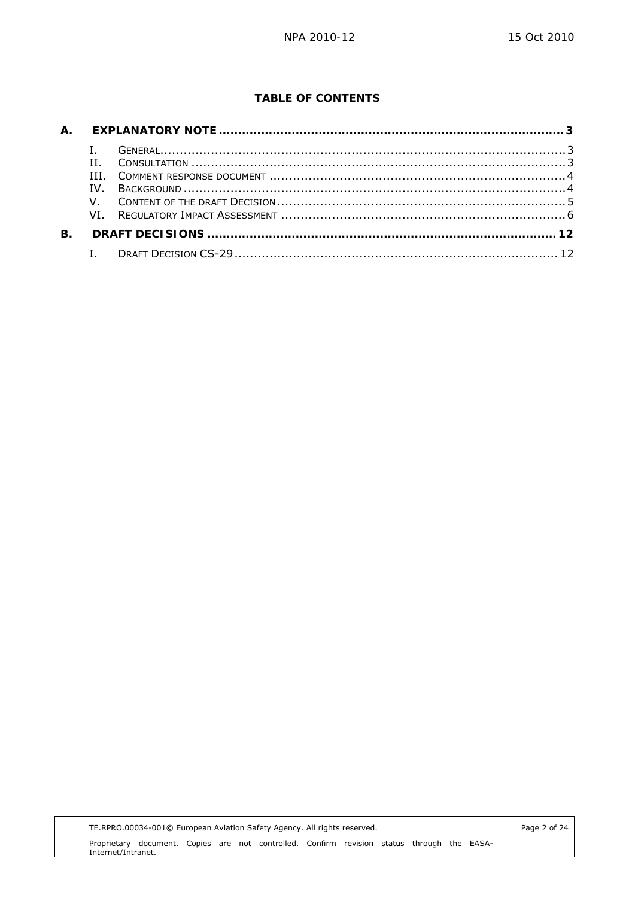**TABLE OF CONTENTS**

**A. EXPLANATORY NOTE ........................................................................................ 3**

- I. GENERAL.................................................................................................... 3
- II. CONSULTATION .......................................................................................... 3
- III. COMMENT RESPONSE DOCUMENT ................................................................. 4
- IV. BACKGROUND ............................................................................................ 4
- V. CONTENT OF THE DRAFT DECISION ................................................................ 5
- VI. REGULATORY IMPACT ASSESSMENT ............................................................... 6

**B. DRAFT DECISIONS ........................................................................................ 12**

- I. DRAFT DECISION CS-29 .............................................................................. 12

TE.RPRO.00034-001© European Aviation Safety Agency. All rights reserved.

Proprietary document. Copies are not controlled. Confirm revision status through the EASA-Internet/Intranet.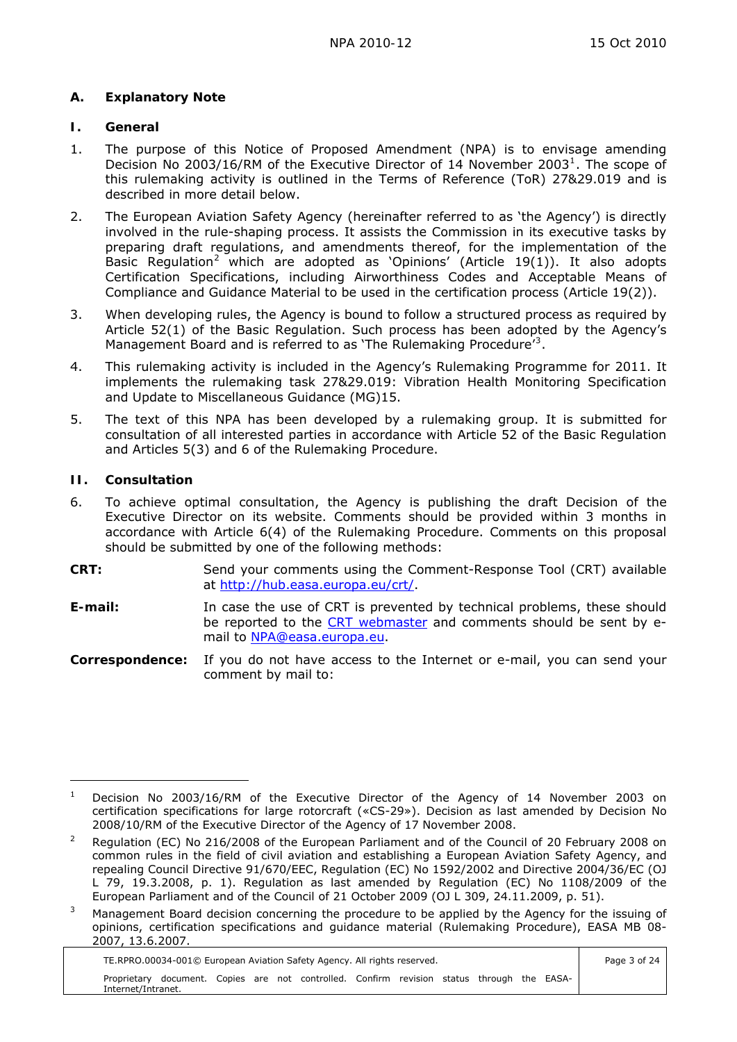## A. Explanatory Note

### I. General

1. The purpose of this Notice of Proposed Amendment (NPA) is to envisage amending Decision No 2003/16/RM of the Executive Director of 14 November 2003[1]. The scope of this rulemaking activity is outlined in the Terms of Reference (ToR) 27&29.019 and is described in more detail below.

2. The European Aviation Safety Agency (hereinafter referred to as 'the Agency') is directly involved in the rule-shaping process. It assists the Commission in its executive tasks by preparing draft regulations, and amendments thereof, for the implementation of the Basic Regulation[2] which are adopted as 'Opinions' (Article 19(1)). It also adopts Certification Specifications, including Airworthiness Codes and Acceptable Means of Compliance and Guidance Material to be used in the certification process (Article 19(2)).

3. When developing rules, the Agency is bound to follow a structured process as required by Article 52(1) of the Basic Regulation. Such process has been adopted by the Agency's Management Board and is referred to as 'The Rulemaking Procedure'[3].

4. This rulemaking activity is included in the Agency's Rulemaking Programme for 2011. It implements the rulemaking task 27&29.019: Vibration Health Monitoring Specification and Update to Miscellaneous Guidance (MG)15.

5. The text of this NPA has been developed by a rulemaking group. It is submitted for consultation of all interested parties in accordance with Article 52 of the Basic Regulation and Articles 5(3) and 6 of the Rulemaking Procedure.

### II. Consultation

6. To achieve optimal consultation, the Agency is publishing the draft Decision of the Executive Director on its website. Comments should be provided within 3 months in accordance with Article 6(4) of the Rulemaking Procedure. Comments on this proposal should be submitted by one of the following methods:

**CRT:** Send your comments using the Comment-Response Tool (CRT) available at http://hub.easa.europa.eu/crt/.

**E-mail:** In case the use of CRT is prevented by technical problems, these should be reported to the CRT webmaster and comments should be sent by e-mail to NPA@easa.europa.eu.

**Correspondence:** If you do not have access to the Internet or e-mail, you can send your comment by mail to:

---

[1] Decision No 2003/16/RM of the Executive Director of the Agency of 14 November 2003 on certification specifications for large rotorcraft («CS-29»). Decision as last amended by Decision No 2008/10/RM of the Executive Director of the Agency of 17 November 2008.

[2] Regulation (EC) No 216/2008 of the European Parliament and of the Council of 20 February 2008 on common rules in the field of civil aviation and establishing a European Aviation Safety Agency, and repealing Council Directive 91/670/EEC, Regulation (EC) No 1592/2002 and Directive 2004/36/EC (OJ L 79, 19.3.2008, p. 1). Regulation as last amended by Regulation (EC) No 1108/2009 of the European Parliament and of the Council of 21 October 2009 (OJ L 309, 24.11.2009, p. 51).

[3] Management Board decision concerning the procedure to be applied by the Agency for the issuing of opinions, certification specifications and guidance material (Rulemaking Procedure), EASA MB 08-2007, 13.6.2007.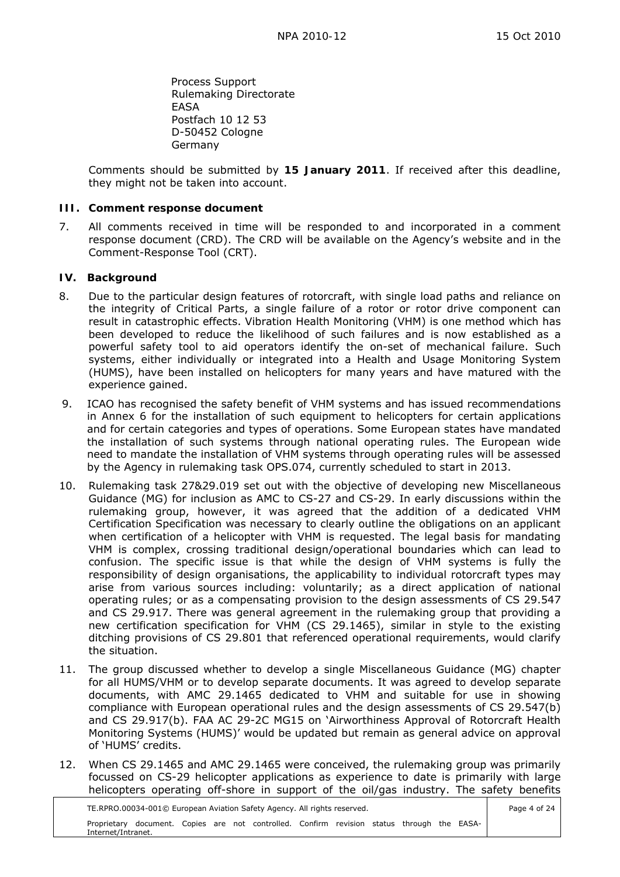Process Support
Rulemaking Directorate
EASA
Postfach 10 12 53
D-50452 Cologne
Germany

Comments should be submitted by **15 January 2011**. If received after this deadline, they might not be taken into account.

### III. Comment response document

7. All comments received in time will be responded to and incorporated in a comment response document (CRD). The CRD will be available on the Agency's website and in the Comment-Response Tool (CRT).

### IV. Background

8. Due to the particular design features of rotorcraft, with single load paths and reliance on the integrity of Critical Parts, a single failure of a rotor or rotor drive component can result in catastrophic effects. Vibration Health Monitoring (VHM) is one method which has been developed to reduce the likelihood of such failures and is now established as a powerful safety tool to aid operators identify the on-set of mechanical failure. Such systems, either individually or integrated into a Health and Usage Monitoring System (HUMS), have been installed on helicopters for many years and have matured with the experience gained.

9. ICAO has recognised the safety benefit of VHM systems and has issued recommendations in Annex 6 for the installation of such equipment to helicopters for certain applications and for certain categories and types of operations. Some European states have mandated the installation of such systems through national operating rules. The European wide need to mandate the installation of VHM systems through operating rules will be assessed by the Agency in rulemaking task OPS.074, currently scheduled to start in 2013.

10. Rulemaking task 27&29.019 set out with the objective of developing new Miscellaneous Guidance (MG) for inclusion as AMC to CS-27 and CS-29. In early discussions within the rulemaking group, however, it was agreed that the addition of a dedicated VHM Certification Specification was necessary to clearly outline the obligations on an applicant when certification of a helicopter with VHM is requested. The legal basis for mandating VHM is complex, crossing traditional design/operational boundaries which can lead to confusion. The specific issue is that while the design of VHM systems is fully the responsibility of design organisations, the applicability to individual rotorcraft types may arise from various sources including: voluntarily; as a direct application of national operating rules; or as a compensating provision to the design assessments of CS 29.547 and CS 29.917. There was general agreement in the rulemaking group that providing a new certification specification for VHM (CS 29.1465), similar in style to the existing ditching provisions of CS 29.801 that referenced operational requirements, would clarify the situation.

11. The group discussed whether to develop a single Miscellaneous Guidance (MG) chapter for all HUMS/VHM or to develop separate documents. It was agreed to develop separate documents, with AMC 29.1465 dedicated to VHM and suitable for use in showing compliance with European operational rules and the design assessments of CS 29.547(b) and CS 29.917(b). FAA AC 29-2C MG15 on 'Airworthiness Approval of Rotorcraft Health Monitoring Systems (HUMS)' would be updated but remain as general advice on approval of 'HUMS' credits.

12. When CS 29.1465 and AMC 29.1465 were conceived, the rulemaking group was primarily focussed on CS-29 helicopter applications as experience to date is primarily with large helicopters operating off-shore in support of the oil/gas industry. The safety benefits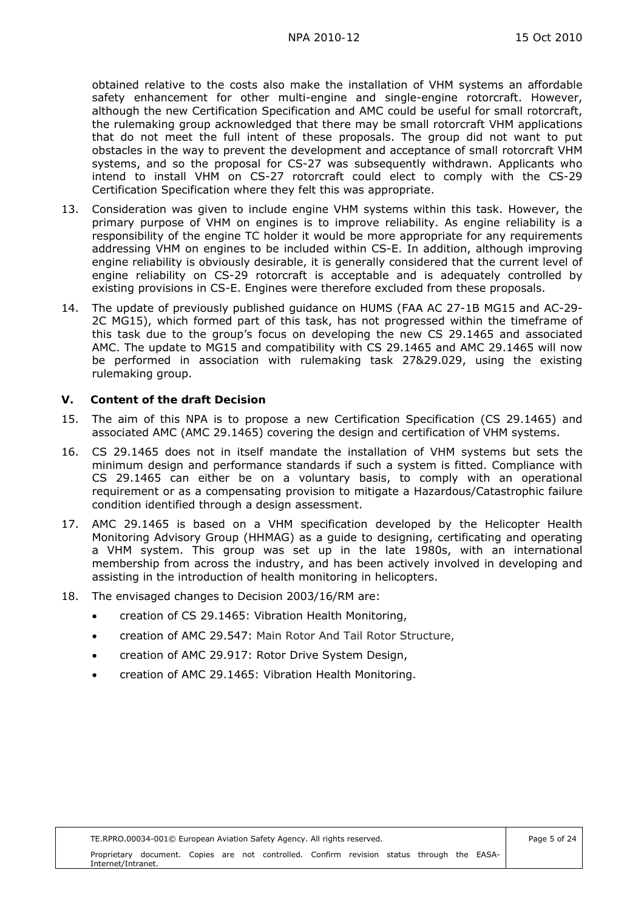obtained relative to the costs also make the installation of VHM systems an affordable safety enhancement for other multi-engine and single-engine rotorcraft. However, although the new Certification Specification and AMC could be useful for small rotorcraft, the rulemaking group acknowledged that there may be small rotorcraft VHM applications that do not meet the full intent of these proposals. The group did not want to put obstacles in the way to prevent the development and acceptance of small rotorcraft VHM systems, and so the proposal for CS-27 was subsequently withdrawn. Applicants who intend to install VHM on CS-27 rotorcraft could elect to comply with the CS-29 Certification Specification where they felt this was appropriate.

13. Consideration was given to include engine VHM systems within this task. However, the primary purpose of VHM on engines is to improve reliability. As engine reliability is a responsibility of the engine TC holder it would be more appropriate for any requirements addressing VHM on engines to be included within CS-E. In addition, although improving engine reliability is obviously desirable, it is generally considered that the current level of engine reliability on CS-29 rotorcraft is acceptable and is adequately controlled by existing provisions in CS-E. Engines were therefore excluded from these proposals.

14. The update of previously published guidance on HUMS (FAA AC 27-1B MG15 and AC-29-2C MG15), which formed part of this task, has not progressed within the timeframe of this task due to the group's focus on developing the new CS 29.1465 and associated AMC. The update to MG15 and compatibility with CS 29.1465 and AMC 29.1465 will now be performed in association with rulemaking task 27&29.029, using the existing rulemaking group.

## V. Content of the draft Decision

15. The aim of this NPA is to propose a new Certification Specification (CS 29.1465) and associated AMC (AMC 29.1465) covering the design and certification of VHM systems.

16. CS 29.1465 does not in itself mandate the installation of VHM systems but sets the minimum design and performance standards if such a system is fitted. Compliance with CS 29.1465 can either be on a voluntary basis, to comply with an operational requirement or as a compensating provision to mitigate a Hazardous/Catastrophic failure condition identified through a design assessment.

17. AMC 29.1465 is based on a VHM specification developed by the Helicopter Health Monitoring Advisory Group (HHMAG) as a guide to designing, certificating and operating a VHM system. This group was set up in the late 1980s, with an international membership from across the industry, and has been actively involved in developing and assisting in the introduction of health monitoring in helicopters.

18. The envisaged changes to Decision 2003/16/RM are:
    - creation of CS 29.1465: Vibration Health Monitoring,
    - creation of AMC 29.547: Main Rotor And Tail Rotor Structure,
    - creation of AMC 29.917: Rotor Drive System Design,
    - creation of AMC 29.1465: Vibration Health Monitoring.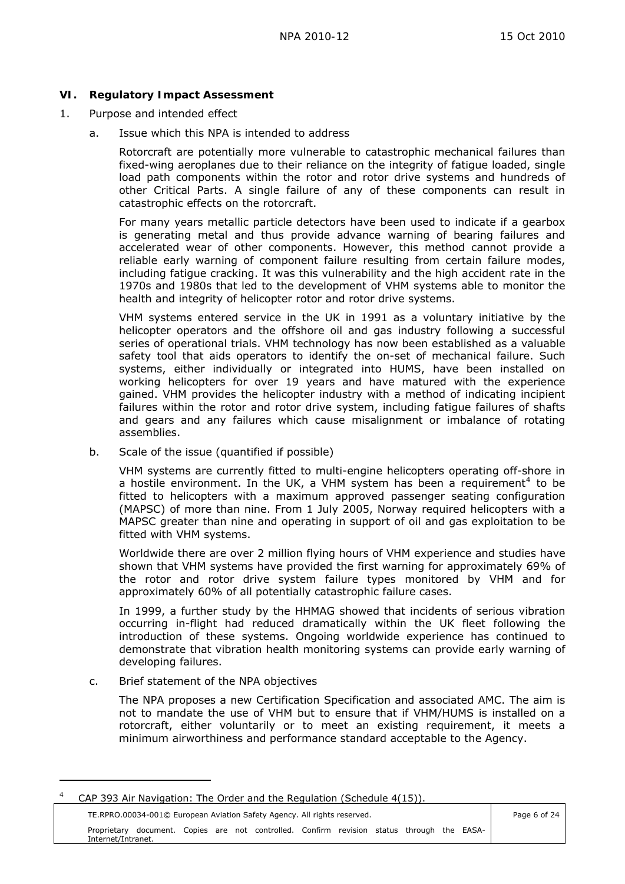## VI. Regulatory Impact Assessment

1. Purpose and intended effect

   a. Issue which this NPA is intended to address

      Rotorcraft are potentially more vulnerable to catastrophic mechanical failures than fixed-wing aeroplanes due to their reliance on the integrity of fatigue loaded, single load path components within the rotor and rotor drive systems and hundreds of other Critical Parts. A single failure of any of these components can result in catastrophic effects on the rotorcraft.

      For many years metallic particle detectors have been used to indicate if a gearbox is generating metal and thus provide advance warning of bearing failures and accelerated wear of other components. However, this method cannot provide a reliable early warning of component failure resulting from certain failure modes, including fatigue cracking. It was this vulnerability and the high accident rate in the 1970s and 1980s that led to the development of VHM systems able to monitor the health and integrity of helicopter rotor and rotor drive systems.

      VHM systems entered service in the UK in 1991 as a voluntary initiative by the helicopter operators and the offshore oil and gas industry following a successful series of operational trials. VHM technology has now been established as a valuable safety tool that aids operators to identify the on-set of mechanical failure. Such systems, either individually or integrated into HUMS, have been installed on working helicopters for over 19 years and have matured with the experience gained. VHM provides the helicopter industry with a method of indicating incipient failures within the rotor and rotor drive system, including fatigue failures of shafts and gears and any failures which cause misalignment or imbalance of rotating assemblies.

   b. Scale of the issue (quantified if possible)

      VHM systems are currently fitted to multi-engine helicopters operating off-shore in a hostile environment. In the UK, a VHM system has been a requirement[4] to be fitted to helicopters with a maximum approved passenger seating configuration (MAPSC) of more than nine. From 1 July 2005, Norway required helicopters with a MAPSC greater than nine and operating in support of oil and gas exploitation to be fitted with VHM systems.

      Worldwide there are over 2 million flying hours of VHM experience and studies have shown that VHM systems have provided the first warning for approximately 69% of the rotor and rotor drive system failure types monitored by VHM and for approximately 60% of all potentially catastrophic failure cases.

      In 1999, a further study by the HHMAG showed that incidents of serious vibration occurring in-flight had reduced dramatically within the UK fleet following the introduction of these systems. Ongoing worldwide experience has continued to demonstrate that vibration health monitoring systems can provide early warning of developing failures.

   c. Brief statement of the NPA objectives

      The NPA proposes a new Certification Specification and associated AMC. The aim is not to mandate the use of VHM but to ensure that if VHM/HUMS is installed on a rotorcraft, either voluntarily or to meet an existing requirement, it meets a minimum airworthiness and performance standard acceptable to the Agency.

---

[4] CAP 393 Air Navigation: The Order and the Regulation (Schedule 4(15)).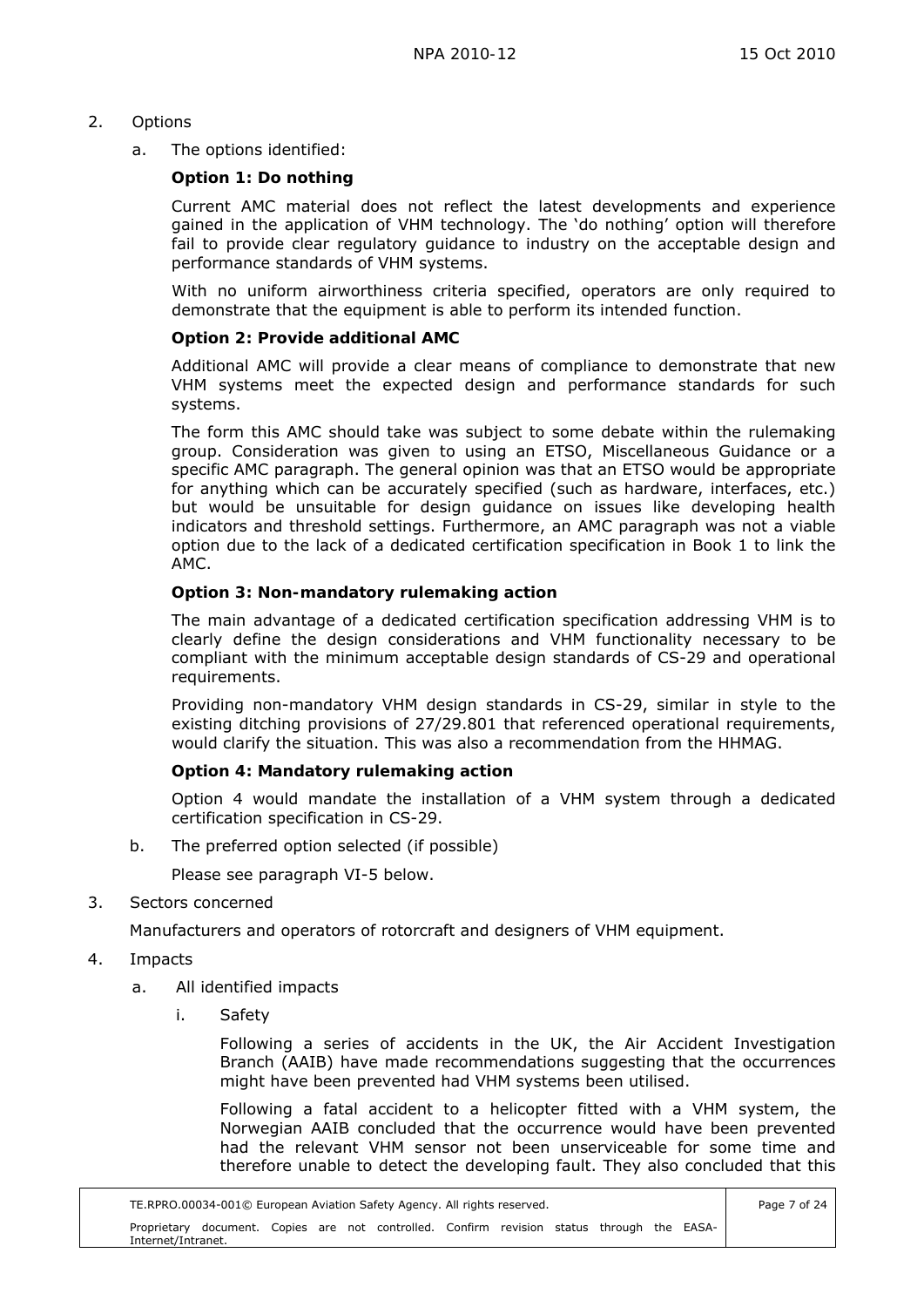2. Options

a. The options identified:

**Option 1: Do nothing**

Current AMC material does not reflect the latest developments and experience gained in the application of VHM technology. The 'do nothing' option will therefore fail to provide clear regulatory guidance to industry on the acceptable design and performance standards of VHM systems.

With no uniform airworthiness criteria specified, operators are only required to demonstrate that the equipment is able to perform its intended function.

**Option 2: Provide additional AMC**

Additional AMC will provide a clear means of compliance to demonstrate that new VHM systems meet the expected design and performance standards for such systems.

The form this AMC should take was subject to some debate within the rulemaking group. Consideration was given to using an ETSO, Miscellaneous Guidance or a specific AMC paragraph. The general opinion was that an ETSO would be appropriate for anything which can be accurately specified (such as hardware, interfaces, etc.) but would be unsuitable for design guidance on issues like developing health indicators and threshold settings. Furthermore, an AMC paragraph was not a viable option due to the lack of a dedicated certification specification in Book 1 to link the AMC.

**Option 3: Non-mandatory rulemaking action**

The main advantage of a dedicated certification specification addressing VHM is to clearly define the design considerations and VHM functionality necessary to be compliant with the minimum acceptable design standards of CS-29 and operational requirements.

Providing non-mandatory VHM design standards in CS-29, similar in style to the existing ditching provisions of 27/29.801 that referenced operational requirements, would clarify the situation. This was also a recommendation from the HHMAG.

**Option 4: Mandatory rulemaking action**

Option 4 would mandate the installation of a VHM system through a dedicated certification specification in CS-29.

b. The preferred option selected (if possible)

Please see paragraph VI-5 below.

3. Sectors concerned

Manufacturers and operators of rotorcraft and designers of VHM equipment.

4. Impacts

a. All identified impacts

i. Safety

Following a series of accidents in the UK, the Air Accident Investigation Branch (AAIB) have made recommendations suggesting that the occurrences might have been prevented had VHM systems been utilised.

Following a fatal accident to a helicopter fitted with a VHM system, the Norwegian AAIB concluded that the occurrence would have been prevented had the relevant VHM sensor not been unserviceable for some time and therefore unable to detect the developing fault. They also concluded that this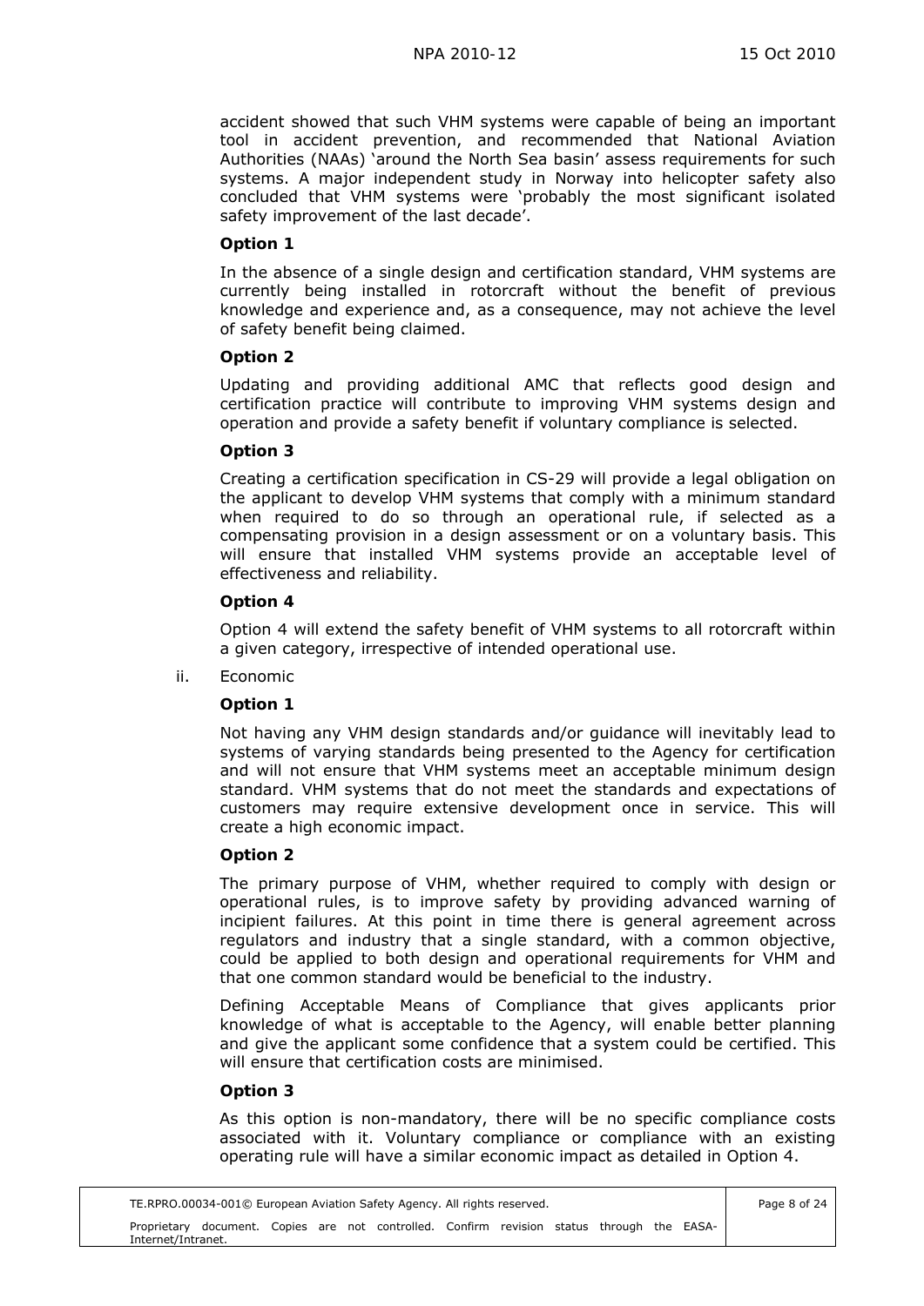accident showed that such VHM systems were capable of being an important tool in accident prevention, and recommended that National Aviation Authorities (NAAs) 'around the North Sea basin' assess requirements for such systems. A major independent study in Norway into helicopter safety also concluded that VHM systems were 'probably the most significant isolated safety improvement of the last decade'.

**Option 1**

In the absence of a single design and certification standard, VHM systems are currently being installed in rotorcraft without the benefit of previous knowledge and experience and, as a consequence, may not achieve the level of safety benefit being claimed.

**Option 2**

Updating and providing additional AMC that reflects good design and certification practice will contribute to improving VHM systems design and operation and provide a safety benefit if voluntary compliance is selected.

**Option 3**

Creating a certification specification in CS-29 will provide a legal obligation on the applicant to develop VHM systems that comply with a minimum standard when required to do so through an operational rule, if selected as a compensating provision in a design assessment or on a voluntary basis. This will ensure that installed VHM systems provide an acceptable level of effectiveness and reliability.

**Option 4**

Option 4 will extend the safety benefit of VHM systems to all rotorcraft within a given category, irrespective of intended operational use.

ii. Economic

**Option 1**

Not having any VHM design standards and/or guidance will inevitably lead to systems of varying standards being presented to the Agency for certification and will not ensure that VHM systems meet an acceptable minimum design standard. VHM systems that do not meet the standards and expectations of customers may require extensive development once in service. This will create a high economic impact.

**Option 2**

The primary purpose of VHM, whether required to comply with design or operational rules, is to improve safety by providing advanced warning of incipient failures. At this point in time there is general agreement across regulators and industry that a single standard, with a common objective, could be applied to both design and operational requirements for VHM and that one common standard would be beneficial to the industry.

Defining Acceptable Means of Compliance that gives applicants prior knowledge of what is acceptable to the Agency, will enable better planning and give the applicant some confidence that a system could be certified. This will ensure that certification costs are minimised.

**Option 3**

As this option is non-mandatory, there will be no specific compliance costs associated with it. Voluntary compliance or compliance with an existing operating rule will have a similar economic impact as detailed in Option 4.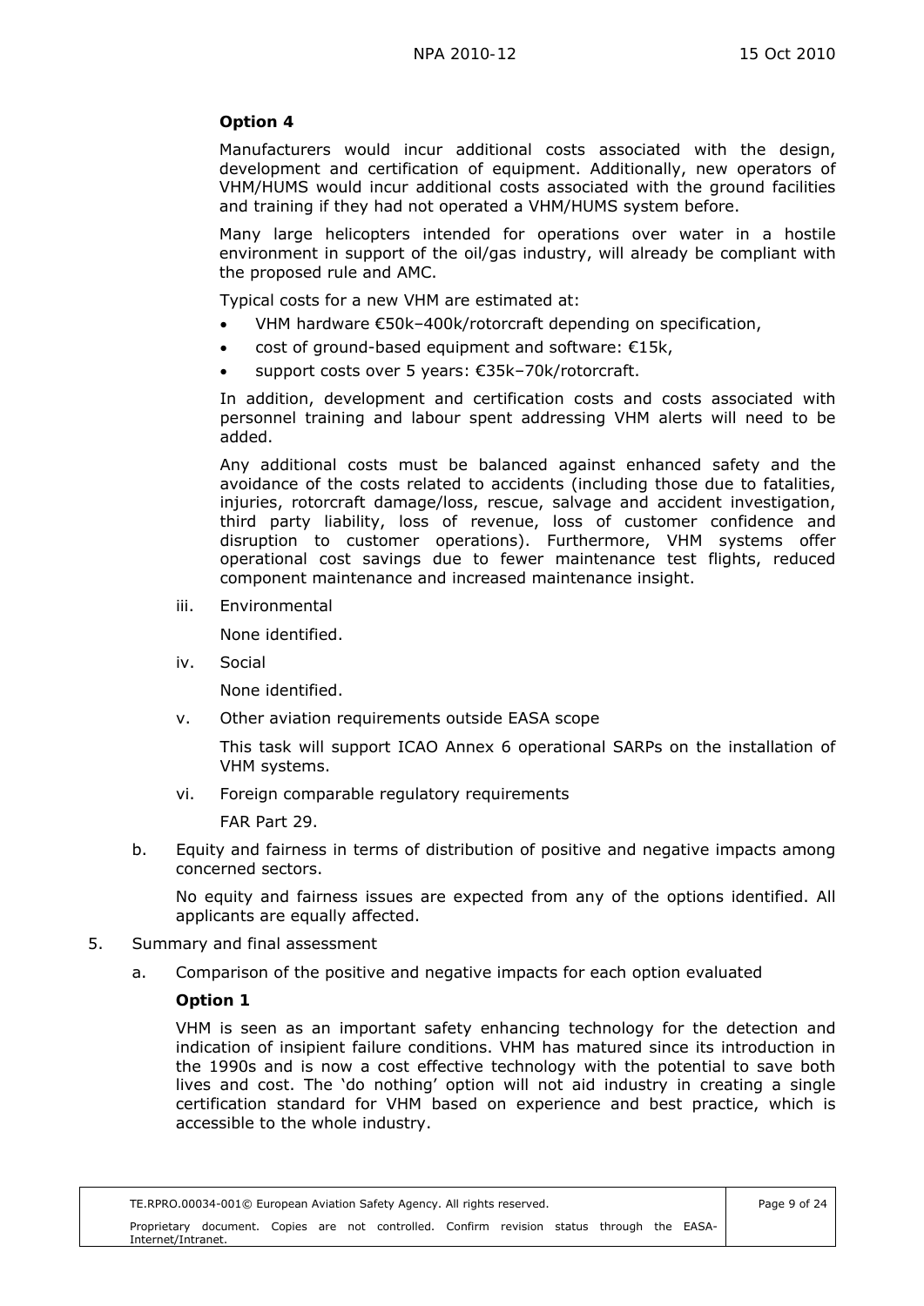**Option 4**

Manufacturers would incur additional costs associated with the design, development and certification of equipment. Additionally, new operators of VHM/HUMS would incur additional costs associated with the ground facilities and training if they had not operated a VHM/HUMS system before.

Many large helicopters intended for operations over water in a hostile environment in support of the oil/gas industry, will already be compliant with the proposed rule and AMC.

Typical costs for a new VHM are estimated at:

- VHM hardware €50k–400k/rotorcraft depending on specification,
- cost of ground-based equipment and software: €15k,
- support costs over 5 years: €35k–70k/rotorcraft.

In addition, development and certification costs and costs associated with personnel training and labour spent addressing VHM alerts will need to be added.

Any additional costs must be balanced against enhanced safety and the avoidance of the costs related to accidents (including those due to fatalities, injuries, rotorcraft damage/loss, rescue, salvage and accident investigation, third party liability, loss of revenue, loss of customer confidence and disruption to customer operations). Furthermore, VHM systems offer operational cost savings due to fewer maintenance test flights, reduced component maintenance and increased maintenance insight.

iii. Environmental

None identified.

iv. Social

None identified.

v. Other aviation requirements outside EASA scope

This task will support ICAO Annex 6 operational SARPs on the installation of VHM systems.

vi. Foreign comparable regulatory requirements

FAR Part 29.

b. Equity and fairness in terms of distribution of positive and negative impacts among concerned sectors.

No equity and fairness issues are expected from any of the options identified. All applicants are equally affected.

5. Summary and final assessment

a. Comparison of the positive and negative impacts for each option evaluated

**Option 1**

VHM is seen as an important safety enhancing technology for the detection and indication of insipient failure conditions. VHM has matured since its introduction in the 1990s and is now a cost effective technology with the potential to save both lives and cost. The 'do nothing' option will not aid industry in creating a single certification standard for VHM based on experience and best practice, which is accessible to the whole industry.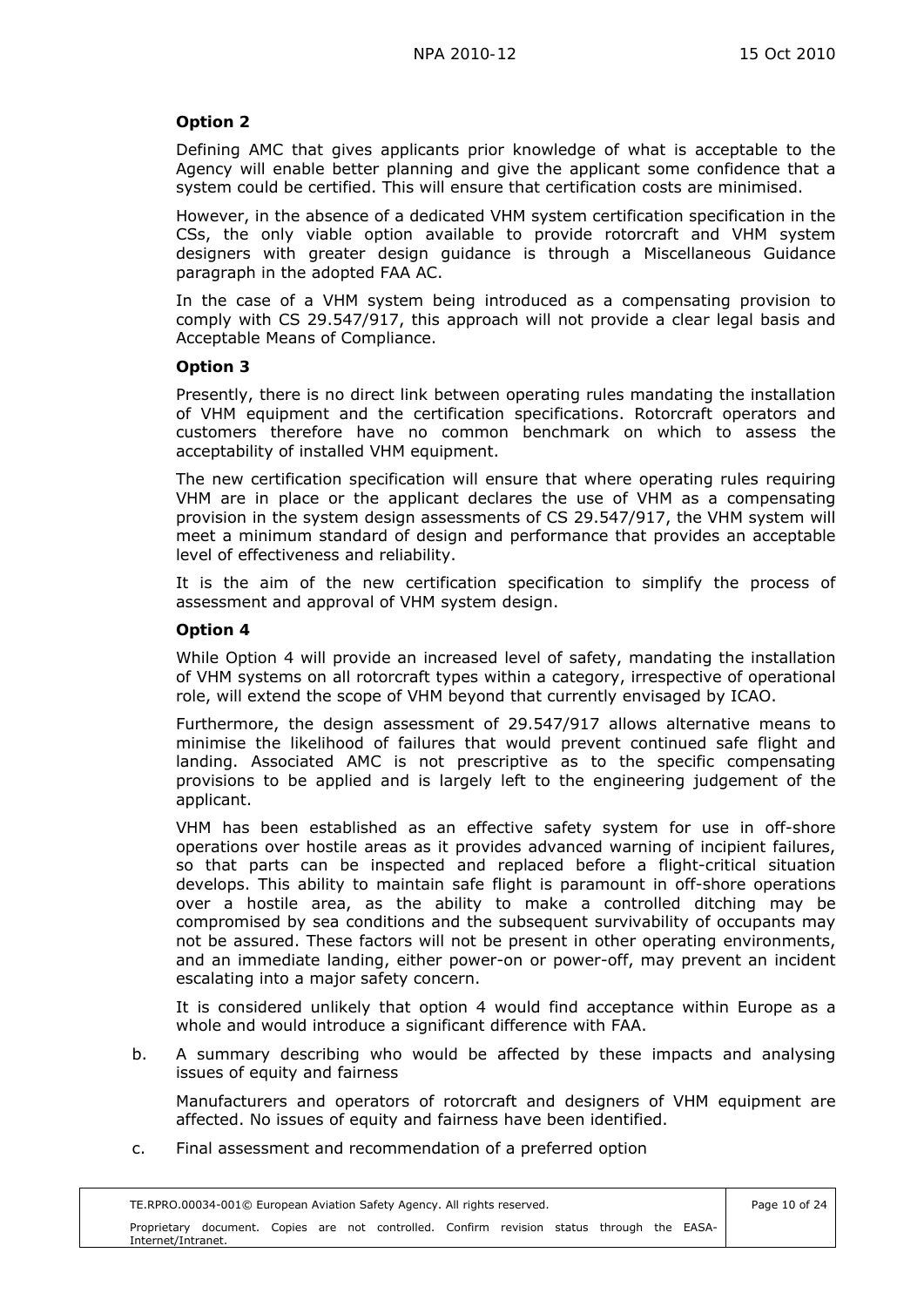**Option 2**

Defining AMC that gives applicants prior knowledge of what is acceptable to the Agency will enable better planning and give the applicant some confidence that a system could be certified. This will ensure that certification costs are minimised.

However, in the absence of a dedicated VHM system certification specification in the CSs, the only viable option available to provide rotorcraft and VHM system designers with greater design guidance is through a Miscellaneous Guidance paragraph in the adopted FAA AC.

In the case of a VHM system being introduced as a compensating provision to comply with CS 29.547/917, this approach will not provide a clear legal basis and Acceptable Means of Compliance.

**Option 3**

Presently, there is no direct link between operating rules mandating the installation of VHM equipment and the certification specifications. Rotorcraft operators and customers therefore have no common benchmark on which to assess the acceptability of installed VHM equipment.

The new certification specification will ensure that where operating rules requiring VHM are in place or the applicant declares the use of VHM as a compensating provision in the system design assessments of CS 29.547/917, the VHM system will meet a minimum standard of design and performance that provides an acceptable level of effectiveness and reliability.

It is the aim of the new certification specification to simplify the process of assessment and approval of VHM system design.

**Option 4**

While Option 4 will provide an increased level of safety, mandating the installation of VHM systems on all rotorcraft types within a category, irrespective of operational role, will extend the scope of VHM beyond that currently envisaged by ICAO.

Furthermore, the design assessment of 29.547/917 allows alternative means to minimise the likelihood of failures that would prevent continued safe flight and landing. Associated AMC is not prescriptive as to the specific compensating provisions to be applied and is largely left to the engineering judgement of the applicant.

VHM has been established as an effective safety system for use in off-shore operations over hostile areas as it provides advanced warning of incipient failures, so that parts can be inspected and replaced before a flight-critical situation develops. This ability to maintain safe flight is paramount in off-shore operations over a hostile area, as the ability to make a controlled ditching may be compromised by sea conditions and the subsequent survivability of occupants may not be assured. These factors will not be present in other operating environments, and an immediate landing, either power-on or power-off, may prevent an incident escalating into a major safety concern.

It is considered unlikely that option 4 would find acceptance within Europe as a whole and would introduce a significant difference with FAA.

b. A summary describing who would be affected by these impacts and analysing issues of equity and fairness

Manufacturers and operators of rotorcraft and designers of VHM equipment are affected. No issues of equity and fairness have been identified.

c. Final assessment and recommendation of a preferred option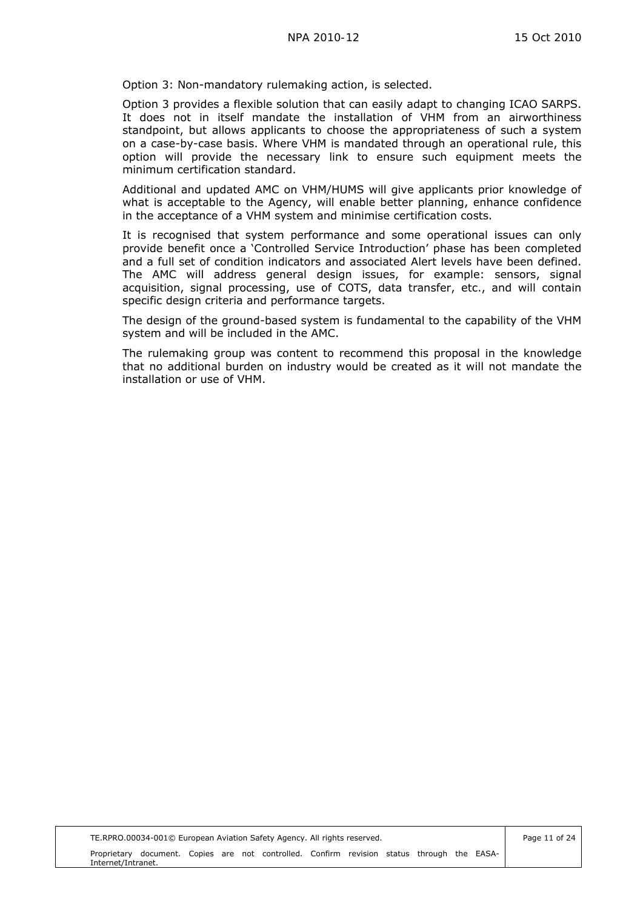Option 3: Non-mandatory rulemaking action, is selected.

Option 3 provides a flexible solution that can easily adapt to changing ICAO SARPS. It does not in itself mandate the installation of VHM from an airworthiness standpoint, but allows applicants to choose the appropriateness of such a system on a case-by-case basis. Where VHM is mandated through an operational rule, this option will provide the necessary link to ensure such equipment meets the minimum certification standard.

Additional and updated AMC on VHM/HUMS will give applicants prior knowledge of what is acceptable to the Agency, will enable better planning, enhance confidence in the acceptance of a VHM system and minimise certification costs.

It is recognised that system performance and some operational issues can only provide benefit once a 'Controlled Service Introduction' phase has been completed and a full set of condition indicators and associated Alert levels have been defined. The AMC will address general design issues, for example: sensors, signal acquisition, signal processing, use of COTS, data transfer, etc., and will contain specific design criteria and performance targets.

The design of the ground-based system is fundamental to the capability of the VHM system and will be included in the AMC.

The rulemaking group was content to recommend this proposal in the knowledge that no additional burden on industry would be created as it will not mandate the installation or use of VHM.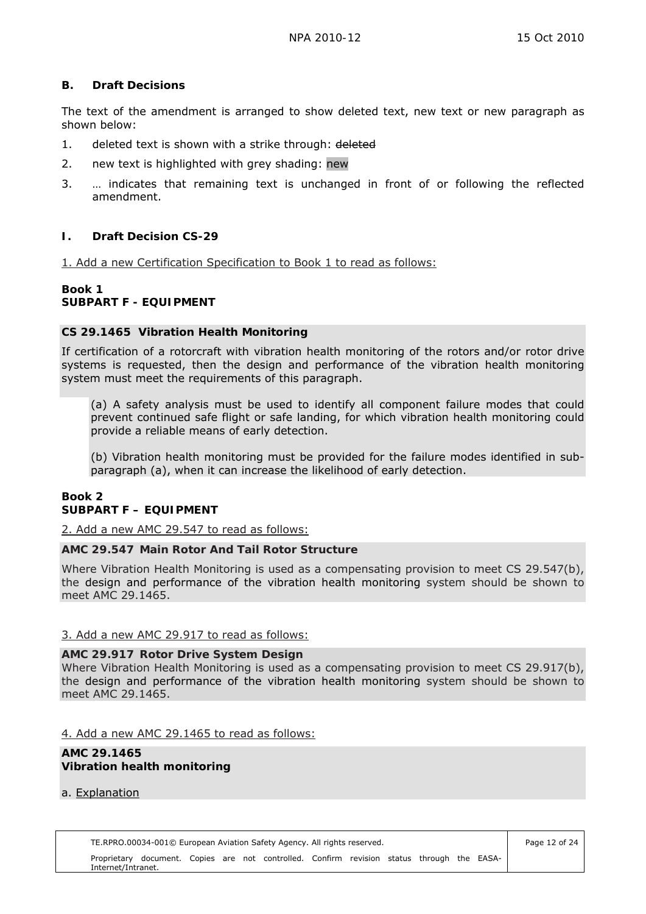## B. Draft Decisions

The text of the amendment is arranged to show deleted text, new text or new paragraph as shown below:

1. deleted text is shown with a strike through: ~~deleted~~
2. new text is highlighted with grey shading: new
3. … indicates that remaining text is unchanged in front of or following the reflected amendment.

## I. Draft Decision CS-29

1. Add a new Certification Specification to Book 1 to read as follows:

**Book 1**
**SUBPART F - EQUIPMENT**

**CS 29.1465 Vibration Health Monitoring**

If certification of a rotorcraft with vibration health monitoring of the rotors and/or rotor drive systems is requested, then the design and performance of the vibration health monitoring system must meet the requirements of this paragraph.

(a) A safety analysis must be used to identify all component failure modes that could prevent continued safe flight or safe landing, for which vibration health monitoring could provide a reliable means of early detection.

(b) Vibration health monitoring must be provided for the failure modes identified in sub-paragraph (a), when it can increase the likelihood of early detection.

**Book 2**
**SUBPART F – EQUIPMENT**

2. Add a new AMC 29.547 to read as follows:

**AMC 29.547 Main Rotor And Tail Rotor Structure**

Where Vibration Health Monitoring is used as a compensating provision to meet CS 29.547(b), the design and performance of the vibration health monitoring system should be shown to meet AMC 29.1465.

3. Add a new AMC 29.917 to read as follows:

**AMC 29.917 Rotor Drive System Design**

Where Vibration Health Monitoring is used as a compensating provision to meet CS 29.917(b), the design and performance of the vibration health monitoring system should be shown to meet AMC 29.1465.

4. Add a new AMC 29.1465 to read as follows:

**AMC 29.1465**
**Vibration health monitoring**

a. Explanation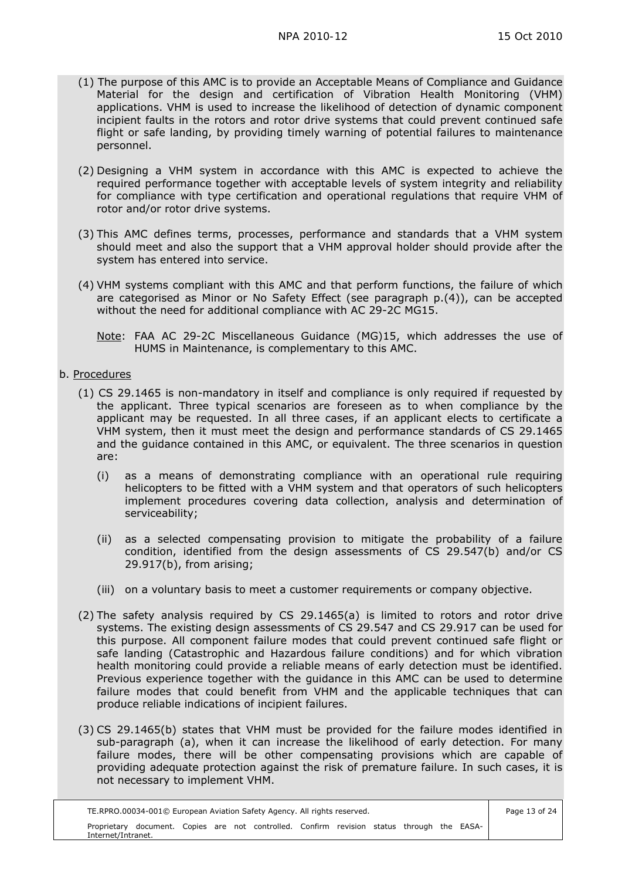(1) The purpose of this AMC is to provide an Acceptable Means of Compliance and Guidance Material for the design and certification of Vibration Health Monitoring (VHM) applications. VHM is used to increase the likelihood of detection of dynamic component incipient faults in the rotors and rotor drive systems that could prevent continued safe flight or safe landing, by providing timely warning of potential failures to maintenance personnel.

(2) Designing a VHM system in accordance with this AMC is expected to achieve the required performance together with acceptable levels of system integrity and reliability for compliance with type certification and operational regulations that require VHM of rotor and/or rotor drive systems.

(3) This AMC defines terms, processes, performance and standards that a VHM system should meet and also the support that a VHM approval holder should provide after the system has entered into service.

(4) VHM systems compliant with this AMC and that perform functions, the failure of which are categorised as Minor or No Safety Effect (see paragraph p.(4)), can be accepted without the need for additional compliance with AC 29-2C MG15.

Note: FAA AC 29-2C Miscellaneous Guidance (MG)15, which addresses the use of HUMS in Maintenance, is complementary to this AMC.

b. Procedures

(1) CS 29.1465 is non-mandatory in itself and compliance is only required if requested by the applicant. Three typical scenarios are foreseen as to when compliance by the applicant may be requested. In all three cases, if an applicant elects to certificate a VHM system, then it must meet the design and performance standards of CS 29.1465 and the guidance contained in this AMC, or equivalent. The three scenarios in question are:

(i) as a means of demonstrating compliance with an operational rule requiring helicopters to be fitted with a VHM system and that operators of such helicopters implement procedures covering data collection, analysis and determination of serviceability;

(ii) as a selected compensating provision to mitigate the probability of a failure condition, identified from the design assessments of CS 29.547(b) and/or CS 29.917(b), from arising;

(iii) on a voluntary basis to meet a customer requirements or company objective.

(2) The safety analysis required by CS 29.1465(a) is limited to rotors and rotor drive systems. The existing design assessments of CS 29.547 and CS 29.917 can be used for this purpose. All component failure modes that could prevent continued safe flight or safe landing (Catastrophic and Hazardous failure conditions) and for which vibration health monitoring could provide a reliable means of early detection must be identified. Previous experience together with the guidance in this AMC can be used to determine failure modes that could benefit from VHM and the applicable techniques that can produce reliable indications of incipient failures.

(3) CS 29.1465(b) states that VHM must be provided for the failure modes identified in sub-paragraph (a), when it can increase the likelihood of early detection. For many failure modes, there will be other compensating provisions which are capable of providing adequate protection against the risk of premature failure. In such cases, it is not necessary to implement VHM.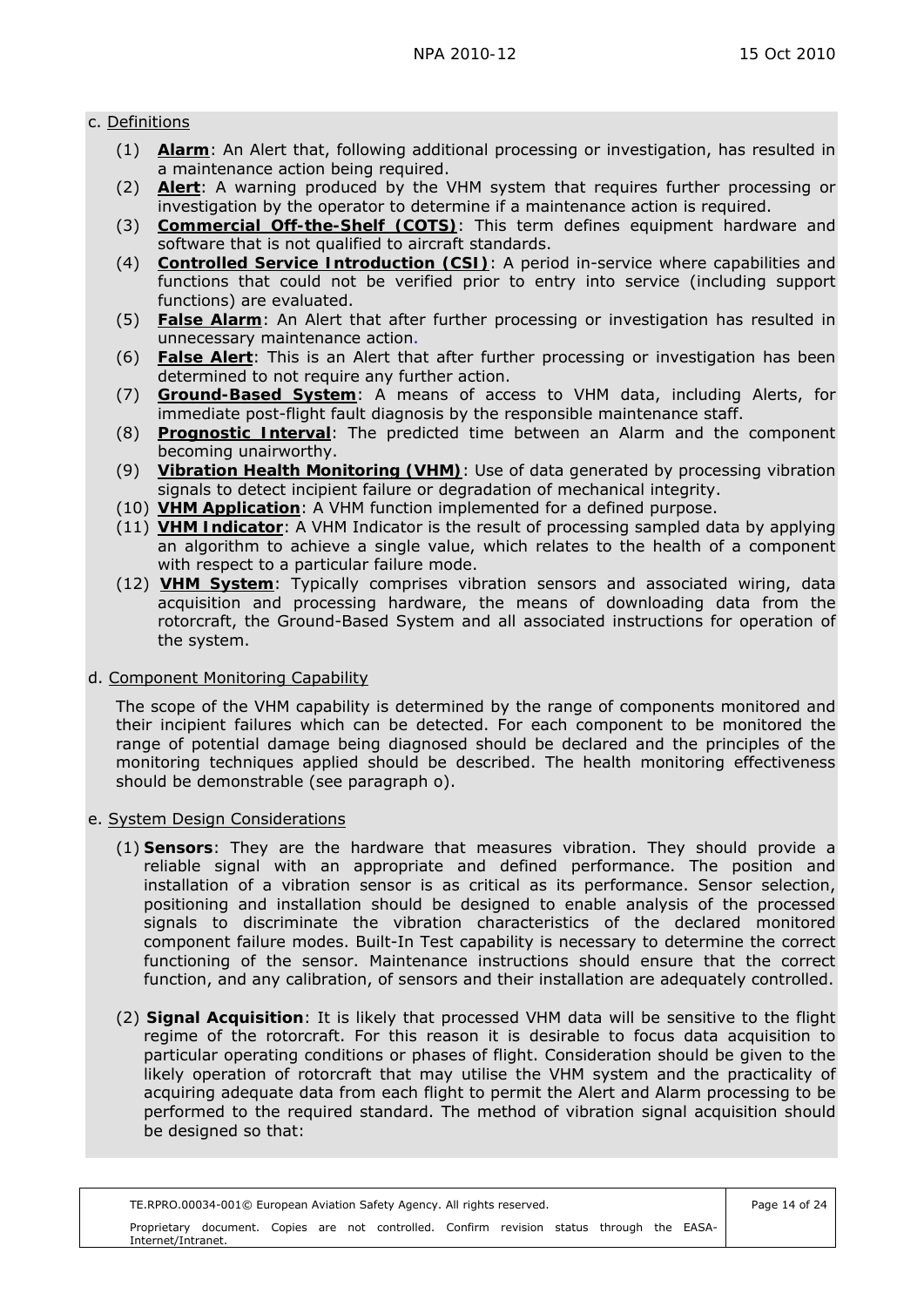c. Definitions

(1) **Alarm**: An Alert that, following additional processing or investigation, has resulted in a maintenance action being required.

(2) **Alert**: A warning produced by the VHM system that requires further processing or investigation by the operator to determine if a maintenance action is required.

(3) **Commercial Off-the-Shelf (COTS)**: This term defines equipment hardware and software that is not qualified to aircraft standards.

(4) **Controlled Service Introduction (CSI)**: A period in-service where capabilities and functions that could not be verified prior to entry into service (including support functions) are evaluated.

(5) **False Alarm**: An Alert that after further processing or investigation has resulted in unnecessary maintenance action.

(6) **False Alert**: This is an Alert that after further processing or investigation has been determined to not require any further action.

(7) **Ground-Based System**: A means of access to VHM data, including Alerts, for immediate post-flight fault diagnosis by the responsible maintenance staff.

(8) **Prognostic Interval**: The predicted time between an Alarm and the component becoming unairworthy.

(9) **Vibration Health Monitoring (VHM)**: Use of data generated by processing vibration signals to detect incipient failure or degradation of mechanical integrity.

(10) **VHM Application**: A VHM function implemented for a defined purpose.

(11) **VHM Indicator**: A VHM Indicator is the result of processing sampled data by applying an algorithm to achieve a single value, which relates to the health of a component with respect to a particular failure mode.

(12) **VHM System**: Typically comprises vibration sensors and associated wiring, data acquisition and processing hardware, the means of downloading data from the rotorcraft, the Ground-Based System and all associated instructions for operation of the system.

d. Component Monitoring Capability

The scope of the VHM capability is determined by the range of components monitored and their incipient failures which can be detected. For each component to be monitored the range of potential damage being diagnosed should be declared and the principles of the monitoring techniques applied should be described. The health monitoring effectiveness should be demonstrable (see paragraph o).

e. System Design Considerations

(1) **Sensors**: They are the hardware that measures vibration. They should provide a reliable signal with an appropriate and defined performance. The position and installation of a vibration sensor is as critical as its performance. Sensor selection, positioning and installation should be designed to enable analysis of the processed signals to discriminate the vibration characteristics of the declared monitored component failure modes. Built-In Test capability is necessary to determine the correct functioning of the sensor. Maintenance instructions should ensure that the correct function, and any calibration, of sensors and their installation are adequately controlled.

(2) **Signal Acquisition**: It is likely that processed VHM data will be sensitive to the flight regime of the rotorcraft. For this reason it is desirable to focus data acquisition to particular operating conditions or phases of flight. Consideration should be given to the likely operation of rotorcraft that may utilise the VHM system and the practicality of acquiring adequate data from each flight to permit the Alert and Alarm processing to be performed to the required standard. The method of vibration signal acquisition should be designed so that: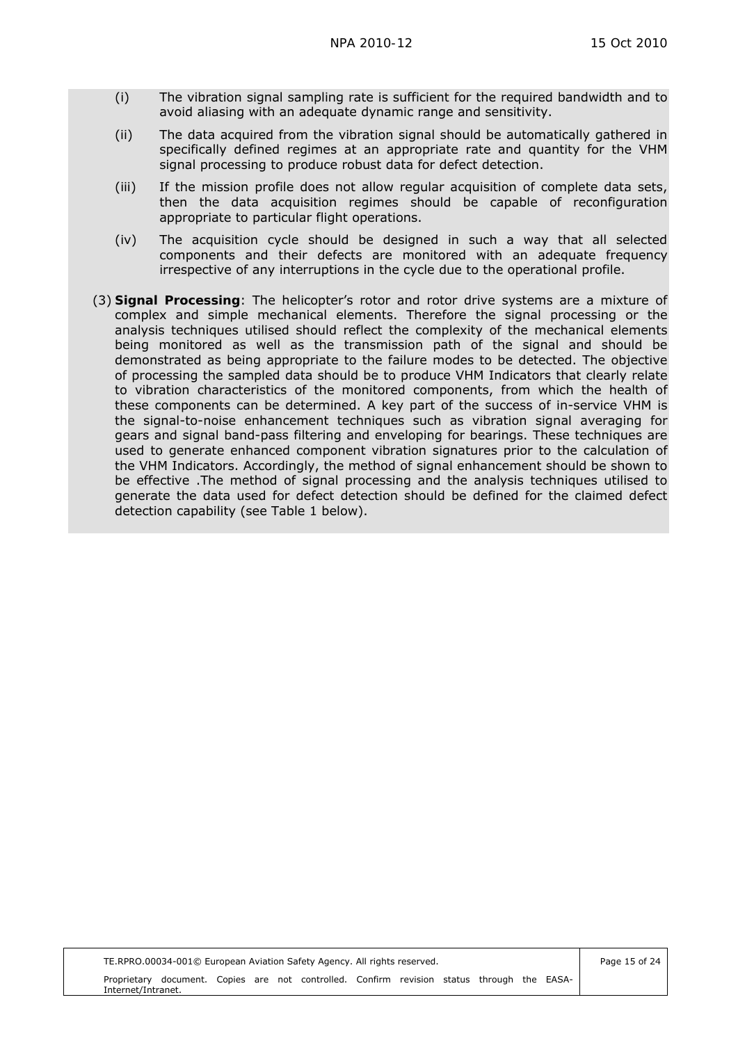(i) The vibration signal sampling rate is sufficient for the required bandwidth and to avoid aliasing with an adequate dynamic range and sensitivity.

(ii) The data acquired from the vibration signal should be automatically gathered in specifically defined regimes at an appropriate rate and quantity for the VHM signal processing to produce robust data for defect detection.

(iii) If the mission profile does not allow regular acquisition of complete data sets, then the data acquisition regimes should be capable of reconfiguration appropriate to particular flight operations.

(iv) The acquisition cycle should be designed in such a way that all selected components and their defects are monitored with an adequate frequency irrespective of any interruptions in the cycle due to the operational profile.

(3) **Signal Processing**: The helicopter's rotor and rotor drive systems are a mixture of complex and simple mechanical elements. Therefore the signal processing or the analysis techniques utilised should reflect the complexity of the mechanical elements being monitored as well as the transmission path of the signal and should be demonstrated as being appropriate to the failure modes to be detected. The objective of processing the sampled data should be to produce VHM Indicators that clearly relate to vibration characteristics of the monitored components, from which the health of these components can be determined. A key part of the success of in-service VHM is the signal-to-noise enhancement techniques such as vibration signal averaging for gears and signal band-pass filtering and enveloping for bearings. These techniques are used to generate enhanced component vibration signatures prior to the calculation of the VHM Indicators. Accordingly, the method of signal enhancement should be shown to be effective .The method of signal processing and the analysis techniques utilised to generate the data used for defect detection should be defined for the claimed defect detection capability (see Table 1 below).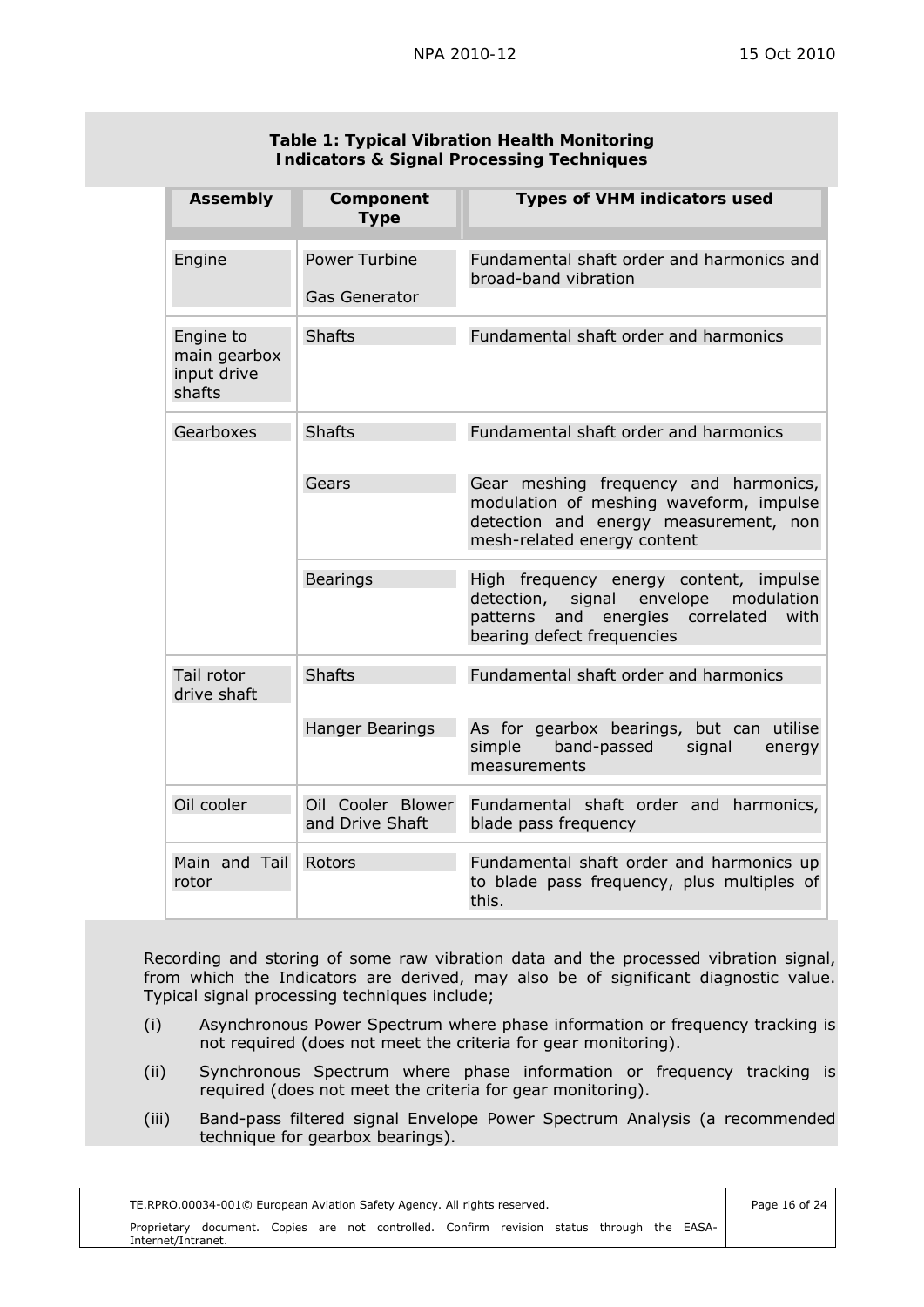**Table 1: Typical Vibration Health Monitoring Indicators & Signal Processing Techniques**

| Assembly | Component Type | Types of VHM indicators used |
|---|---|---|
| Engine | Power Turbine<br><br>Gas Generator | Fundamental shaft order and harmonics and broad-band vibration |
| Engine to main gearbox input drive shafts | Shafts | Fundamental shaft order and harmonics |
| Gearboxes | Shafts | Fundamental shaft order and harmonics |
| | Gears | Gear meshing frequency and harmonics, modulation of meshing waveform, impulse detection and energy measurement, non mesh-related energy content |
| | Bearings | High frequency energy content, impulse detection, signal envelope modulation patterns and energies correlated with bearing defect frequencies |
| Tail rotor drive shaft | Shafts | Fundamental shaft order and harmonics |
| | Hanger Bearings | As for gearbox bearings, but can utilise simple band-passed signal energy measurements |
| Oil cooler | Oil Cooler Blower and Drive Shaft | Fundamental shaft order and harmonics, blade pass frequency |
| Main and Tail rotor | Rotors | Fundamental shaft order and harmonics up to blade pass frequency, plus multiples of this. |

Recording and storing of some raw vibration data and the processed vibration signal, from which the Indicators are derived, may also be of significant diagnostic value. Typical signal processing techniques include;

(i) Asynchronous Power Spectrum where phase information or frequency tracking is not required (does not meet the criteria for gear monitoring).

(ii) Synchronous Spectrum where phase information or frequency tracking is required (does not meet the criteria for gear monitoring).

(iii) Band-pass filtered signal Envelope Power Spectrum Analysis (a recommended technique for gearbox bearings).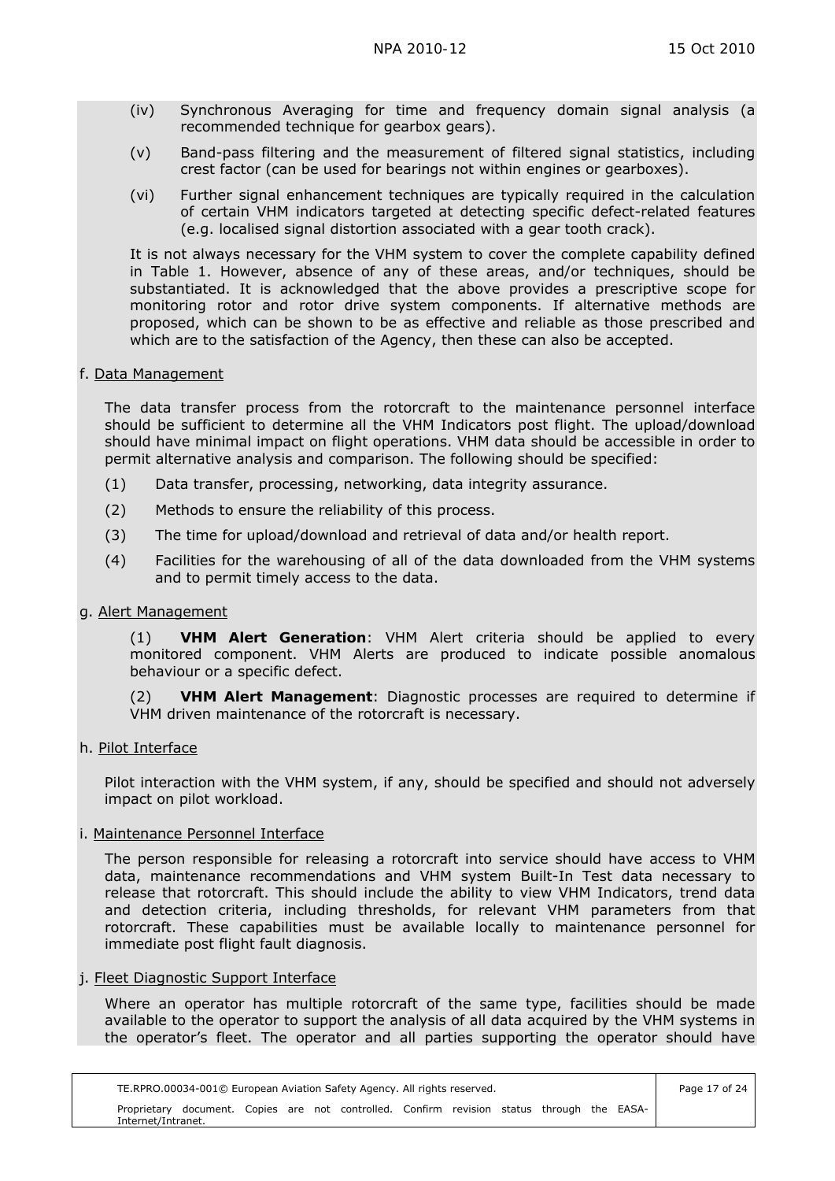(iv) Synchronous Averaging for time and frequency domain signal analysis (a recommended technique for gearbox gears).

(v) Band-pass filtering and the measurement of filtered signal statistics, including crest factor (can be used for bearings not within engines or gearboxes).

(vi) Further signal enhancement techniques are typically required in the calculation of certain VHM indicators targeted at detecting specific defect-related features (e.g. localised signal distortion associated with a gear tooth crack).

It is not always necessary for the VHM system to cover the complete capability defined in Table 1. However, absence of any of these areas, and/or techniques, should be substantiated. It is acknowledged that the above provides a prescriptive scope for monitoring rotor and rotor drive system components. If alternative methods are proposed, which can be shown to be as effective and reliable as those prescribed and which are to the satisfaction of the Agency, then these can also be accepted.

f. Data Management

The data transfer process from the rotorcraft to the maintenance personnel interface should be sufficient to determine all the VHM Indicators post flight. The upload/download should have minimal impact on flight operations. VHM data should be accessible in order to permit alternative analysis and comparison. The following should be specified:

(1) Data transfer, processing, networking, data integrity assurance.

(2) Methods to ensure the reliability of this process.

(3) The time for upload/download and retrieval of data and/or health report.

(4) Facilities for the warehousing of all of the data downloaded from the VHM systems and to permit timely access to the data.

g. Alert Management

(1) **VHM Alert Generation**: VHM Alert criteria should be applied to every monitored component. VHM Alerts are produced to indicate possible anomalous behaviour or a specific defect.

(2) **VHM Alert Management**: Diagnostic processes are required to determine if VHM driven maintenance of the rotorcraft is necessary.

h. Pilot Interface

Pilot interaction with the VHM system, if any, should be specified and should not adversely impact on pilot workload.

i. Maintenance Personnel Interface

The person responsible for releasing a rotorcraft into service should have access to VHM data, maintenance recommendations and VHM system Built-In Test data necessary to release that rotorcraft. This should include the ability to view VHM Indicators, trend data and detection criteria, including thresholds, for relevant VHM parameters from that rotorcraft. These capabilities must be available locally to maintenance personnel for immediate post flight fault diagnosis.

j. Fleet Diagnostic Support Interface

Where an operator has multiple rotorcraft of the same type, facilities should be made available to the operator to support the analysis of all data acquired by the VHM systems in the operator's fleet. The operator and all parties supporting the operator should have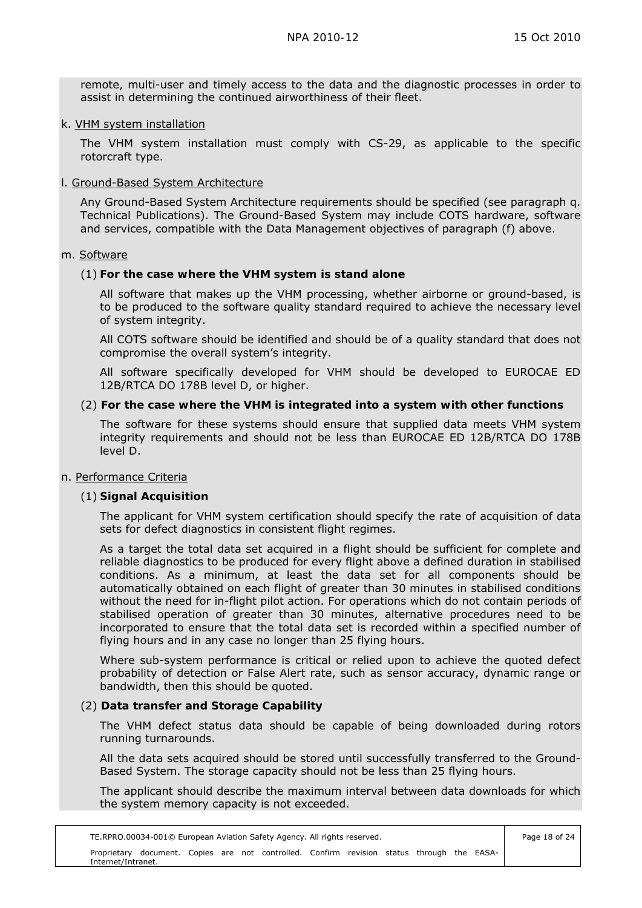remote, multi-user and timely access to the data and the diagnostic processes in order to assist in determining the continued airworthiness of their fleet.

k. <u>VHM system installation</u>

The VHM system installation must comply with CS-29, as applicable to the specific rotorcraft type.

l. <u>Ground-Based System Architecture</u>

Any Ground-Based System Architecture requirements should be specified (see paragraph q. Technical Publications). The Ground-Based System may include COTS hardware, software and services, compatible with the Data Management objectives of paragraph (f) above.

m. <u>Software</u>

(1) **For the case where the VHM system is stand alone**

All software that makes up the VHM processing, whether airborne or ground-based, is to be produced to the software quality standard required to achieve the necessary level of system integrity.

All COTS software should be identified and should be of a quality standard that does not compromise the overall system's integrity.

All software specifically developed for VHM should be developed to EUROCAE ED 12B/RTCA DO 178B level D, or higher.

(2) **For the case where the VHM is integrated into a system with other functions**

The software for these systems should ensure that supplied data meets VHM system integrity requirements and should not be less than EUROCAE ED 12B/RTCA DO 178B level D.

n. <u>Performance Criteria</u>

(1) **Signal Acquisition**

The applicant for VHM system certification should specify the rate of acquisition of data sets for defect diagnostics in consistent flight regimes.

As a target the total data set acquired in a flight should be sufficient for complete and reliable diagnostics to be produced for every flight above a defined duration in stabilised conditions. As a minimum, at least the data set for all components should be automatically obtained on each flight of greater than 30 minutes in stabilised conditions without the need for in-flight pilot action. For operations which do not contain periods of stabilised operation of greater than 30 minutes, alternative procedures need to be incorporated to ensure that the total data set is recorded within a specified number of flying hours and in any case no longer than 25 flying hours.

Where sub-system performance is critical or relied upon to achieve the quoted defect probability of detection or False Alert rate, such as sensor accuracy, dynamic range or bandwidth, then this should be quoted.

(2) **Data transfer and Storage Capability**

The VHM defect status data should be capable of being downloaded during rotors running turnarounds.

All the data sets acquired should be stored until successfully transferred to the Ground-Based System. The storage capacity should not be less than 25 flying hours.

The applicant should describe the maximum interval between data downloads for which the system memory capacity is not exceeded.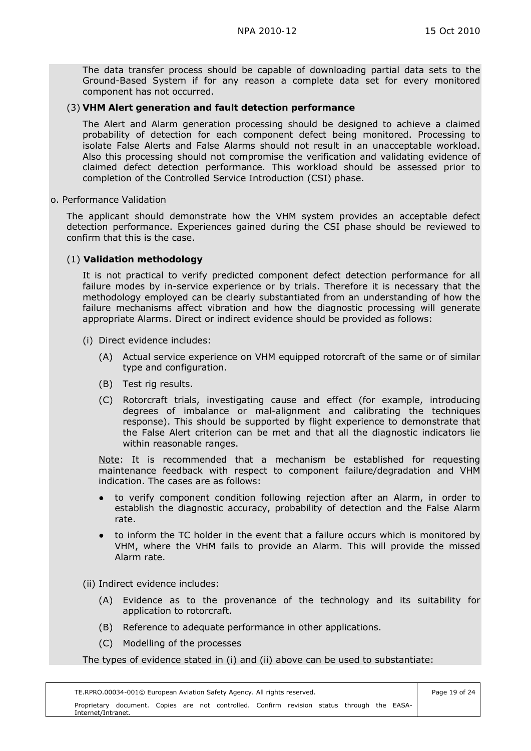The data transfer process should be capable of downloading partial data sets to the Ground-Based System if for any reason a complete data set for every monitored component has not occurred.

(3) **VHM Alert generation and fault detection performance**

The Alert and Alarm generation processing should be designed to achieve a claimed probability of detection for each component defect being monitored. Processing to isolate False Alerts and False Alarms should not result in an unacceptable workload. Also this processing should not compromise the verification and validating evidence of claimed defect detection performance. This workload should be assessed prior to completion of the Controlled Service Introduction (CSI) phase.

o. Performance Validation

The applicant should demonstrate how the VHM system provides an acceptable defect detection performance. Experiences gained during the CSI phase should be reviewed to confirm that this is the case.

(1) **Validation methodology**

It is not practical to verify predicted component defect detection performance for all failure modes by in-service experience or by trials. Therefore it is necessary that the methodology employed can be clearly substantiated from an understanding of how the failure mechanisms affect vibration and how the diagnostic processing will generate appropriate Alarms. Direct or indirect evidence should be provided as follows:

(i) Direct evidence includes:

(A) Actual service experience on VHM equipped rotorcraft of the same or of similar type and configuration.

(B) Test rig results.

(C) Rotorcraft trials, investigating cause and effect (for example, introducing degrees of imbalance or mal-alignment and calibrating the techniques response). This should be supported by flight experience to demonstrate that the False Alert criterion can be met and that all the diagnostic indicators lie within reasonable ranges.

Note: It is recommended that a mechanism be established for requesting maintenance feedback with respect to component failure/degradation and VHM indication. The cases are as follows:

- to verify component condition following rejection after an Alarm, in order to establish the diagnostic accuracy, probability of detection and the False Alarm rate.
- to inform the TC holder in the event that a failure occurs which is monitored by VHM, where the VHM fails to provide an Alarm. This will provide the missed Alarm rate.

(ii) Indirect evidence includes:

(A) Evidence as to the provenance of the technology and its suitability for application to rotorcraft.

(B) Reference to adequate performance in other applications.

(C) Modelling of the processes

The types of evidence stated in (i) and (ii) above can be used to substantiate: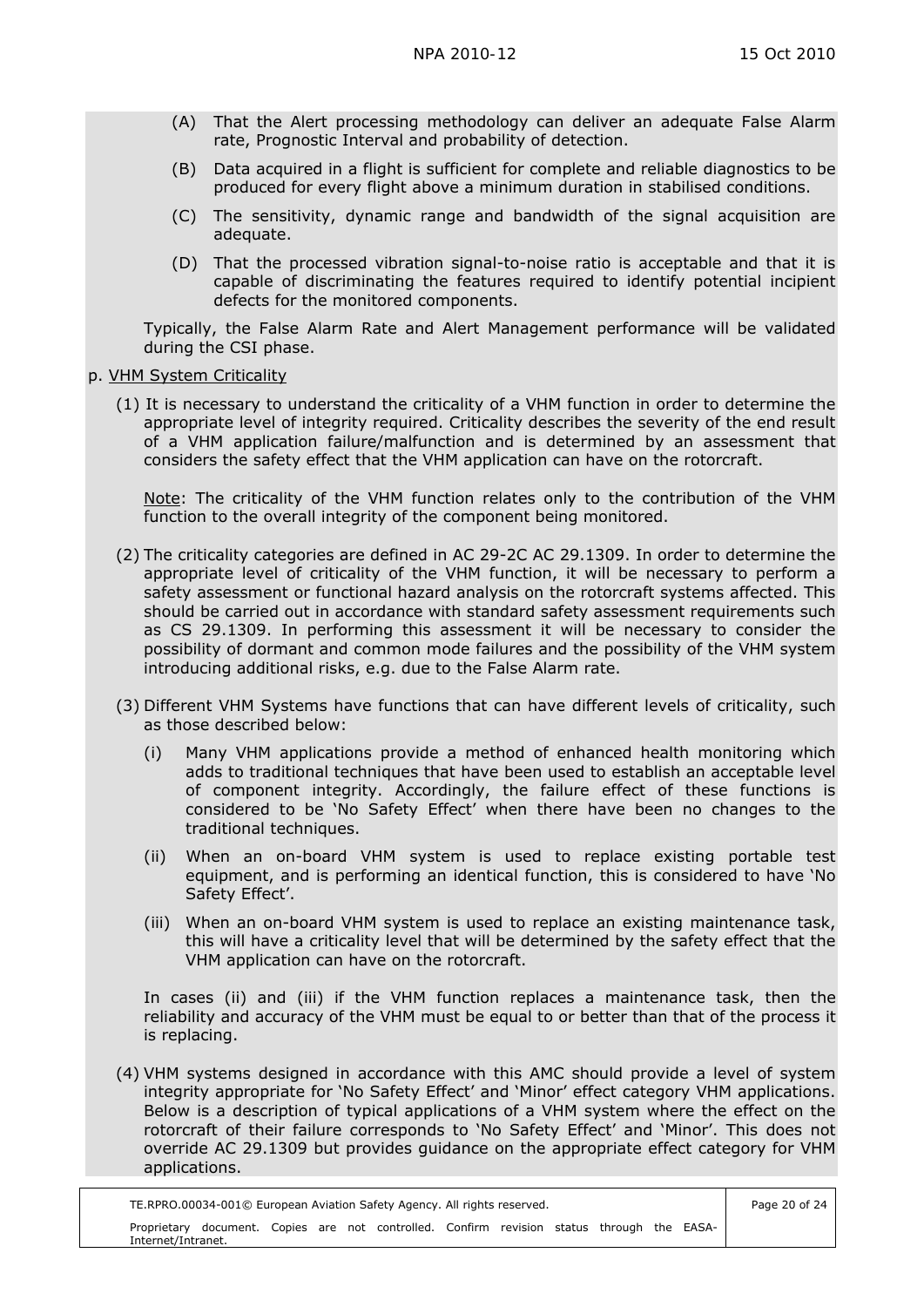(A) That the Alert processing methodology can deliver an adequate False Alarm rate, Prognostic Interval and probability of detection.

(B) Data acquired in a flight is sufficient for complete and reliable diagnostics to be produced for every flight above a minimum duration in stabilised conditions.

(C) The sensitivity, dynamic range and bandwidth of the signal acquisition are adequate.

(D) That the processed vibration signal-to-noise ratio is acceptable and that it is capable of discriminating the features required to identify potential incipient defects for the monitored components.

Typically, the False Alarm Rate and Alert Management performance will be validated during the CSI phase.

p. VHM System Criticality

(1) It is necessary to understand the criticality of a VHM function in order to determine the appropriate level of integrity required. Criticality describes the severity of the end result of a VHM application failure/malfunction and is determined by an assessment that considers the safety effect that the VHM application can have on the rotorcraft.

Note: The criticality of the VHM function relates only to the contribution of the VHM function to the overall integrity of the component being monitored.

(2) The criticality categories are defined in AC 29-2C AC 29.1309. In order to determine the appropriate level of criticality of the VHM function, it will be necessary to perform a safety assessment or functional hazard analysis on the rotorcraft systems affected. This should be carried out in accordance with standard safety assessment requirements such as CS 29.1309. In performing this assessment it will be necessary to consider the possibility of dormant and common mode failures and the possibility of the VHM system introducing additional risks, e.g. due to the False Alarm rate.

(3) Different VHM Systems have functions that can have different levels of criticality, such as those described below:

(i) Many VHM applications provide a method of enhanced health monitoring which adds to traditional techniques that have been used to establish an acceptable level of component integrity. Accordingly, the failure effect of these functions is considered to be 'No Safety Effect' when there have been no changes to the traditional techniques.

(ii) When an on-board VHM system is used to replace existing portable test equipment, and is performing an identical function, this is considered to have 'No Safety Effect'.

(iii) When an on-board VHM system is used to replace an existing maintenance task, this will have a criticality level that will be determined by the safety effect that the VHM application can have on the rotorcraft.

In cases (ii) and (iii) if the VHM function replaces a maintenance task, then the reliability and accuracy of the VHM must be equal to or better than that of the process it is replacing.

(4) VHM systems designed in accordance with this AMC should provide a level of system integrity appropriate for 'No Safety Effect' and 'Minor' effect category VHM applications. Below is a description of typical applications of a VHM system where the effect on the rotorcraft of their failure corresponds to 'No Safety Effect' and 'Minor'. This does not override AC 29.1309 but provides guidance on the appropriate effect category for VHM applications.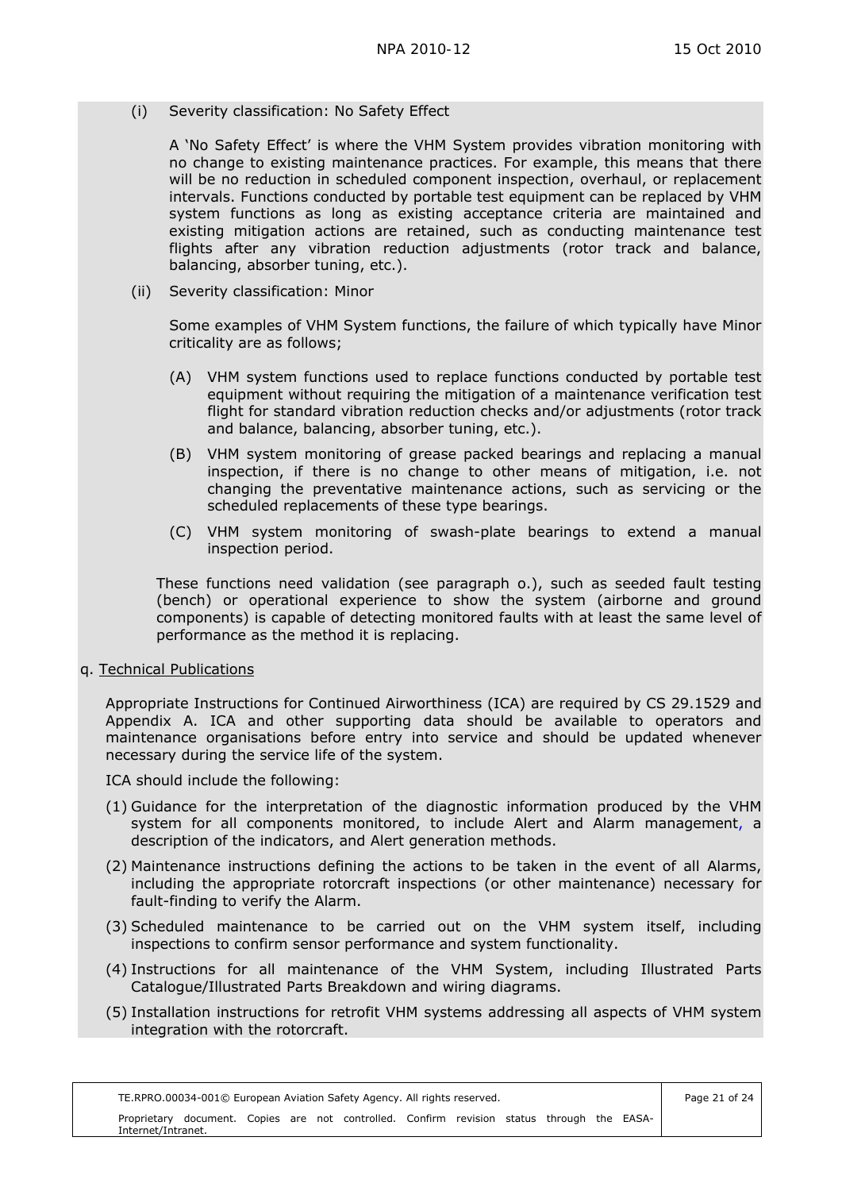(i) Severity classification: No Safety Effect

A 'No Safety Effect' is where the VHM System provides vibration monitoring with no change to existing maintenance practices. For example, this means that there will be no reduction in scheduled component inspection, overhaul, or replacement intervals. Functions conducted by portable test equipment can be replaced by VHM system functions as long as existing acceptance criteria are maintained and existing mitigation actions are retained, such as conducting maintenance test flights after any vibration reduction adjustments (rotor track and balance, balancing, absorber tuning, etc.).

(ii) Severity classification: Minor

Some examples of VHM System functions, the failure of which typically have Minor criticality are as follows;

(A) VHM system functions used to replace functions conducted by portable test equipment without requiring the mitigation of a maintenance verification test flight for standard vibration reduction checks and/or adjustments (rotor track and balance, balancing, absorber tuning, etc.).

(B) VHM system monitoring of grease packed bearings and replacing a manual inspection, if there is no change to other means of mitigation, i.e. not changing the preventative maintenance actions, such as servicing or the scheduled replacements of these type bearings.

(C) VHM system monitoring of swash-plate bearings to extend a manual inspection period.

These functions need validation (see paragraph o.), such as seeded fault testing (bench) or operational experience to show the system (airborne and ground components) is capable of detecting monitored faults with at least the same level of performance as the method it is replacing.

q. Technical Publications

Appropriate Instructions for Continued Airworthiness (ICA) are required by CS 29.1529 and Appendix A. ICA and other supporting data should be available to operators and maintenance organisations before entry into service and should be updated whenever necessary during the service life of the system.

ICA should include the following:

(1) Guidance for the interpretation of the diagnostic information produced by the VHM system for all components monitored, to include Alert and Alarm management, a description of the indicators, and Alert generation methods.

(2) Maintenance instructions defining the actions to be taken in the event of all Alarms, including the appropriate rotorcraft inspections (or other maintenance) necessary for fault-finding to verify the Alarm.

(3) Scheduled maintenance to be carried out on the VHM system itself, including inspections to confirm sensor performance and system functionality.

(4) Instructions for all maintenance of the VHM System, including Illustrated Parts Catalogue/Illustrated Parts Breakdown and wiring diagrams.

(5) Installation instructions for retrofit VHM systems addressing all aspects of VHM system integration with the rotorcraft.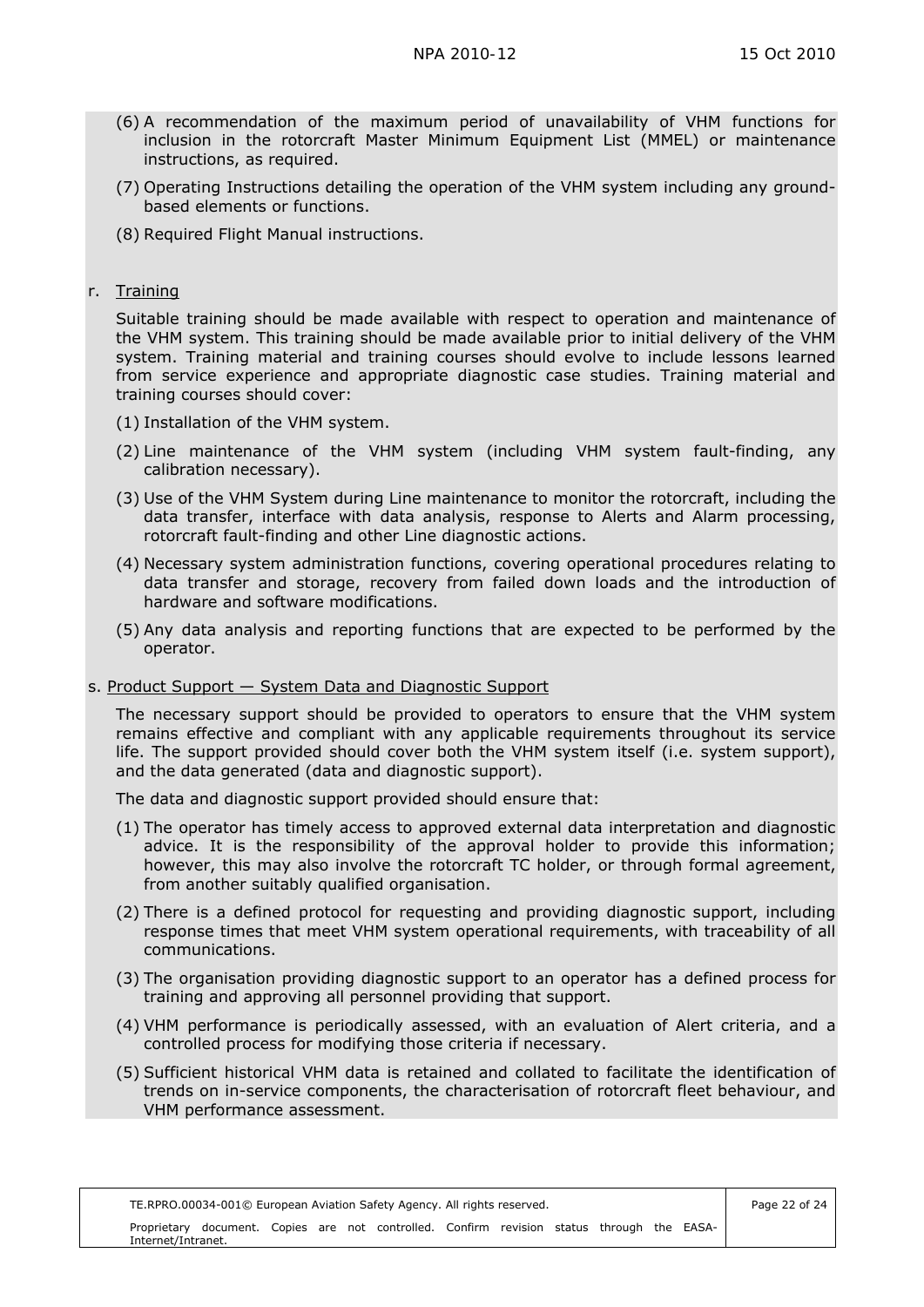(6) A recommendation of the maximum period of unavailability of VHM functions for inclusion in the rotorcraft Master Minimum Equipment List (MMEL) or maintenance instructions, as required.

(7) Operating Instructions detailing the operation of the VHM system including any ground-based elements or functions.

(8) Required Flight Manual instructions.

r. <u>Training</u>

Suitable training should be made available with respect to operation and maintenance of the VHM system. This training should be made available prior to initial delivery of the VHM system. Training material and training courses should evolve to include lessons learned from service experience and appropriate diagnostic case studies. Training material and training courses should cover:

(1) Installation of the VHM system.

(2) Line maintenance of the VHM system (including VHM system fault-finding, any calibration necessary).

(3) Use of the VHM System during Line maintenance to monitor the rotorcraft, including the data transfer, interface with data analysis, response to Alerts and Alarm processing, rotorcraft fault-finding and other Line diagnostic actions.

(4) Necessary system administration functions, covering operational procedures relating to data transfer and storage, recovery from failed down loads and the introduction of hardware and software modifications.

(5) Any data analysis and reporting functions that are expected to be performed by the operator.

s. <u>Product Support — System Data and Diagnostic Support</u>

The necessary support should be provided to operators to ensure that the VHM system remains effective and compliant with any applicable requirements throughout its service life. The support provided should cover both the VHM system itself (i.e. system support), and the data generated (data and diagnostic support).

The data and diagnostic support provided should ensure that:

(1) The operator has timely access to approved external data interpretation and diagnostic advice. It is the responsibility of the approval holder to provide this information; however, this may also involve the rotorcraft TC holder, or through formal agreement, from another suitably qualified organisation.

(2) There is a defined protocol for requesting and providing diagnostic support, including response times that meet VHM system operational requirements, with traceability of all communications.

(3) The organisation providing diagnostic support to an operator has a defined process for training and approving all personnel providing that support.

(4) VHM performance is periodically assessed, with an evaluation of Alert criteria, and a controlled process for modifying those criteria if necessary.

(5) Sufficient historical VHM data is retained and collated to facilitate the identification of trends on in-service components, the characterisation of rotorcraft fleet behaviour, and VHM performance assessment.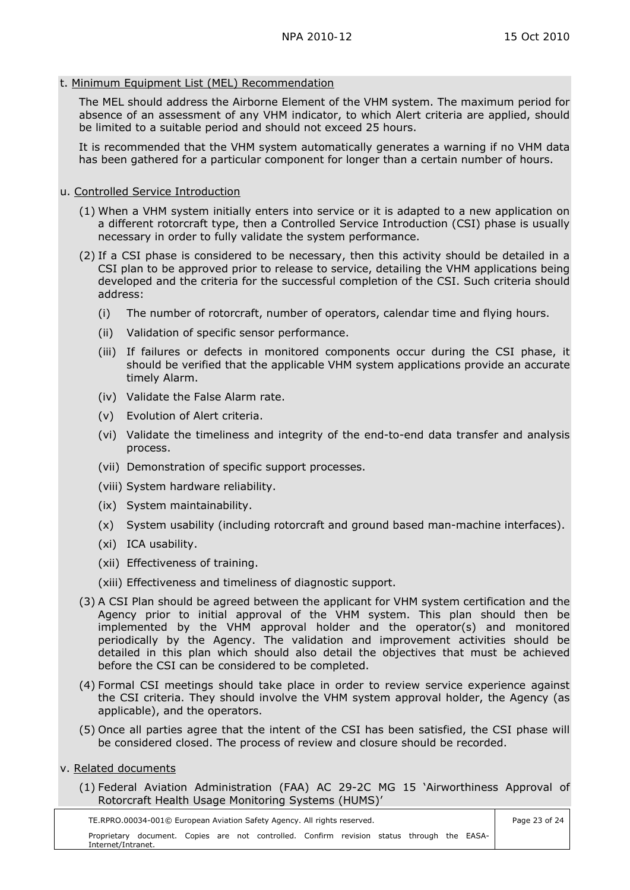t. Minimum Equipment List (MEL) Recommendation

The MEL should address the Airborne Element of the VHM system. The maximum period for absence of an assessment of any VHM indicator, to which Alert criteria are applied, should be limited to a suitable period and should not exceed 25 hours.

It is recommended that the VHM system automatically generates a warning if no VHM data has been gathered for a particular component for longer than a certain number of hours.

u. Controlled Service Introduction

(1) When a VHM system initially enters into service or it is adapted to a new application on a different rotorcraft type, then a Controlled Service Introduction (CSI) phase is usually necessary in order to fully validate the system performance.

(2) If a CSI phase is considered to be necessary, then this activity should be detailed in a CSI plan to be approved prior to release to service, detailing the VHM applications being developed and the criteria for the successful completion of the CSI. Such criteria should address:

- (i) The number of rotorcraft, number of operators, calendar time and flying hours.
- (ii) Validation of specific sensor performance.
- (iii) If failures or defects in monitored components occur during the CSI phase, it should be verified that the applicable VHM system applications provide an accurate timely Alarm.
- (iv) Validate the False Alarm rate.
- (v) Evolution of Alert criteria.
- (vi) Validate the timeliness and integrity of the end-to-end data transfer and analysis process.
- (vii) Demonstration of specific support processes.
- (viii) System hardware reliability.
- (ix) System maintainability.
- (x) System usability (including rotorcraft and ground based man-machine interfaces).
- (xi) ICA usability.
- (xii) Effectiveness of training.
- (xiii) Effectiveness and timeliness of diagnostic support.

(3) A CSI Plan should be agreed between the applicant for VHM system certification and the Agency prior to initial approval of the VHM system. This plan should then be implemented by the VHM approval holder and the operator(s) and monitored periodically by the Agency. The validation and improvement activities should be detailed in this plan which should also detail the objectives that must be achieved before the CSI can be considered to be completed.

(4) Formal CSI meetings should take place in order to review service experience against the CSI criteria. They should involve the VHM system approval holder, the Agency (as applicable), and the operators.

(5) Once all parties agree that the intent of the CSI has been satisfied, the CSI phase will be considered closed. The process of review and closure should be recorded.

v. Related documents

(1) Federal Aviation Administration (FAA) AC 29-2C MG 15 'Airworthiness Approval of Rotorcraft Health Usage Monitoring Systems (HUMS)'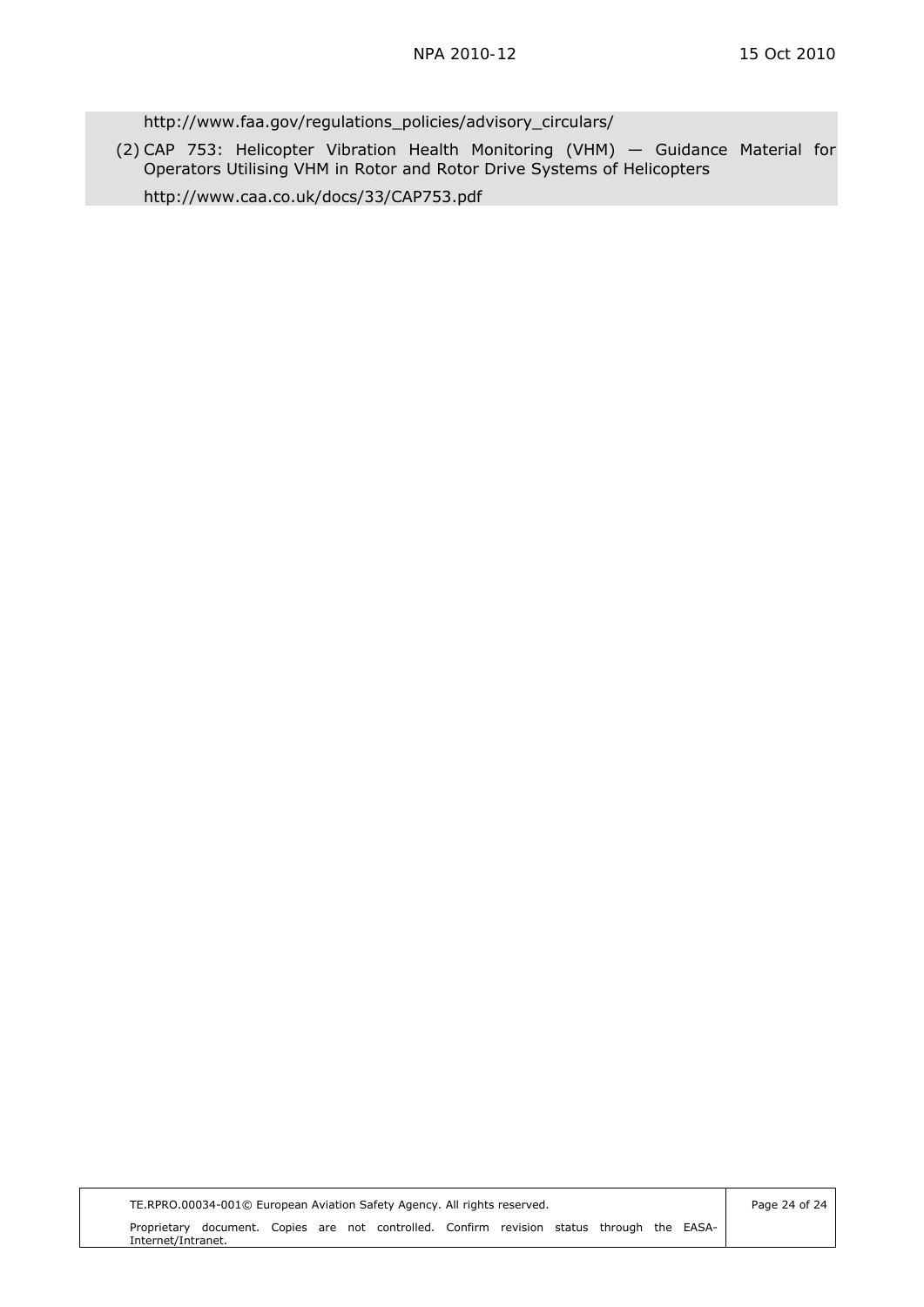http://www.faa.gov/regulations_policies/advisory_circulars/

(2) CAP 753: Helicopter Vibration Health Monitoring (VHM) — Guidance Material for Operators Utilising VHM in Rotor and Rotor Drive Systems of Helicopters

http://www.caa.co.uk/docs/33/CAP753.pdf